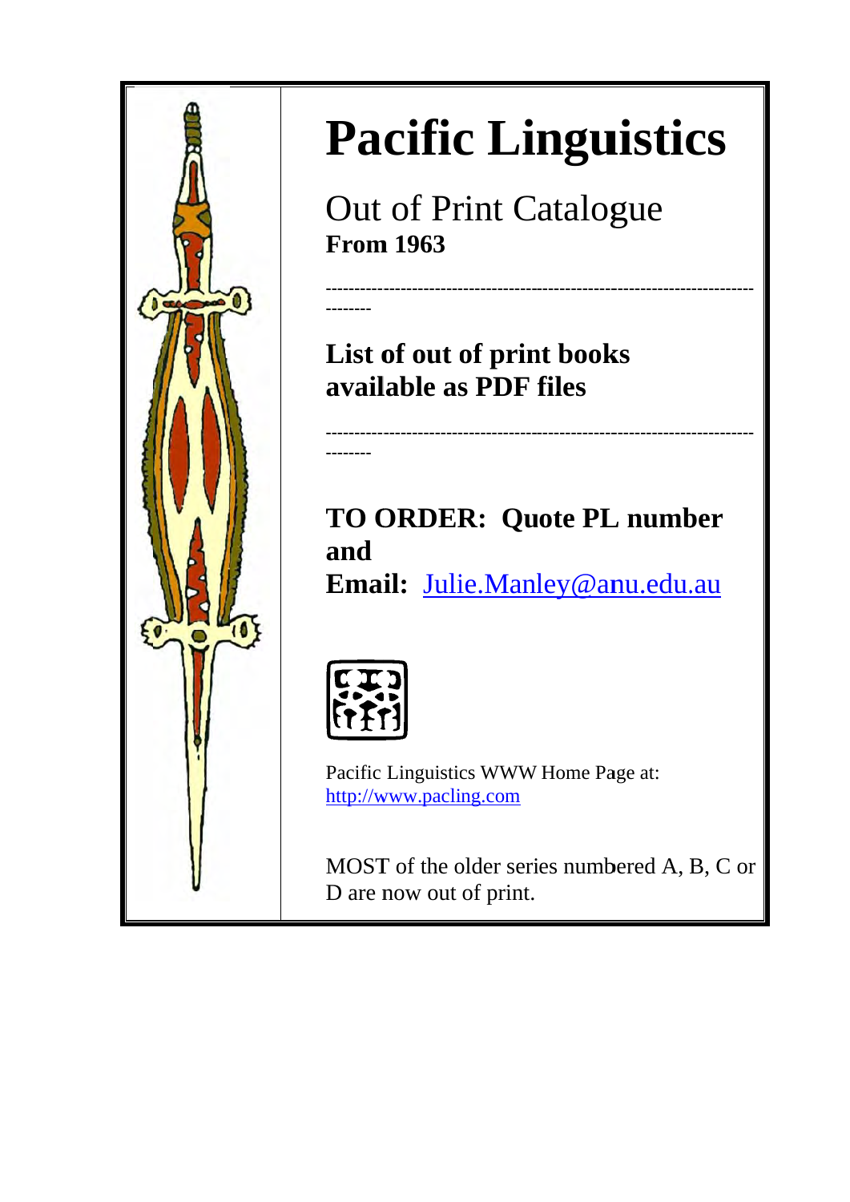# Pacific Linguistics

## Out of Print Catalogue

**From 1963**

---

**List of out of print books available as PDF files**

---

**TO ORDER: Quote PL number and**
**Email:** Julie.Manley@anu.edu.au

Pacific Linguistics WWW Home Page at:
http://www.pacling.com

MOST of the older series numbered A, B, C or D are now out of print.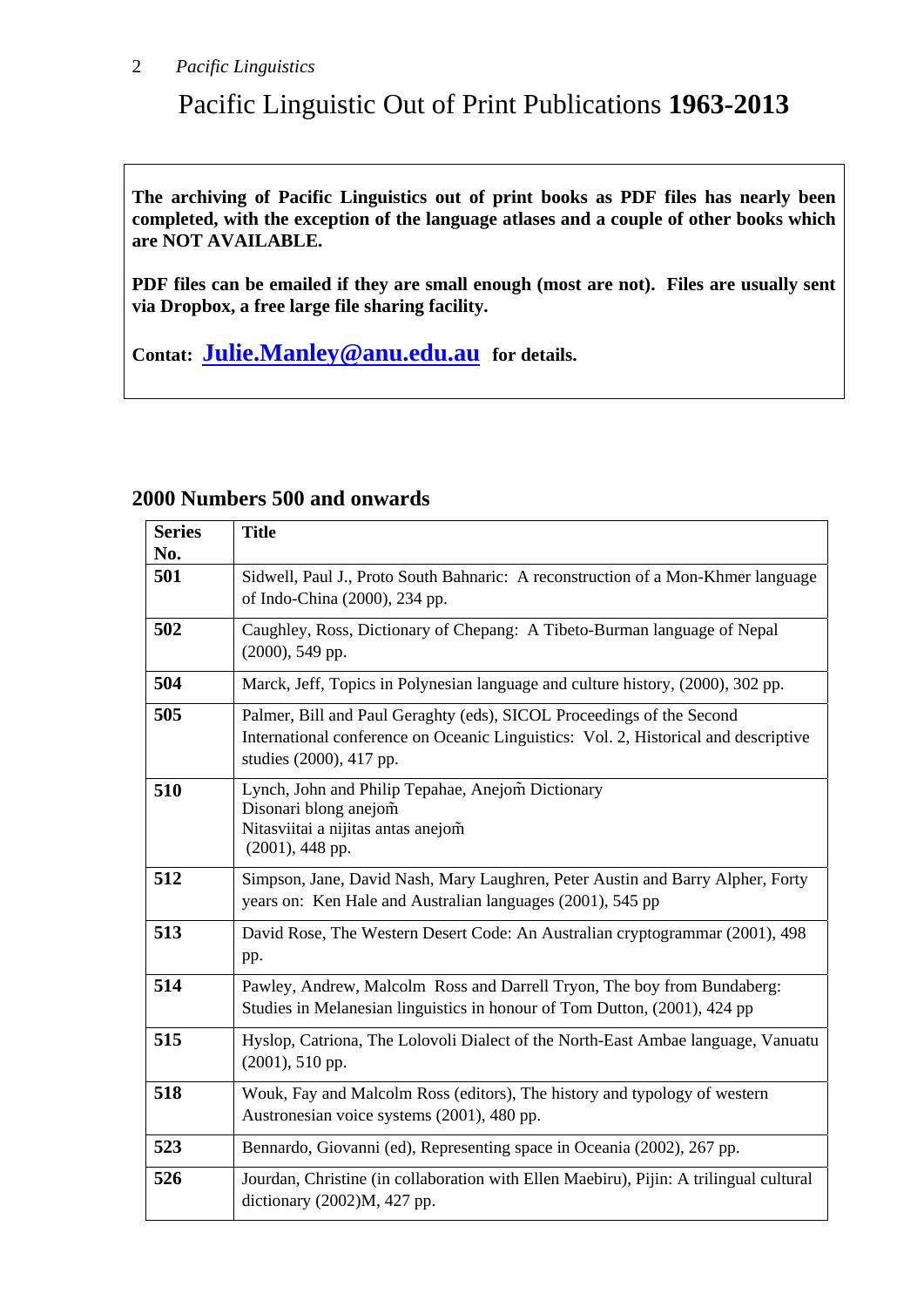# Pacific Linguistic Out of Print Publications **1963-2013**

**The archiving of Pacific Linguistics out of print books as PDF files has nearly been completed, with the exception of the language atlases and a couple of other books which are NOT AVAILABLE.**

**PDF files can be emailed if they are small enough (most are not). Files are usually sent via Dropbox, a free large file sharing facility.**

**Contat: [Julie.Manley@anu.edu.au](mailto:Julie.Manley@anu.edu.au) for details.**

## 2000 Numbers 500 and onwards

| Series No. | Title |
|---|---|
| **501** | Sidwell, Paul J., Proto South Bahnaric: A reconstruction of a Mon-Khmer language of Indo-China (2000), 234 pp. |
| **502** | Caughley, Ross, Dictionary of Chepang: A Tibeto-Burman language of Nepal (2000), 549 pp. |
| **504** | Marck, Jeff, Topics in Polynesian language and culture history, (2000), 302 pp. |
| **505** | Palmer, Bill and Paul Geraghty (eds), SICOL Proceedings of the Second International conference on Oceanic Linguistics: Vol. 2, Historical and descriptive studies (2000), 417 pp. |
| **510** | Lynch, John and Philip Tepahae, Anejom̃ Dictionary Disonari blong anejom̃ Nitasviitai a nijitas antas anejom̃ (2001), 448 pp. |
| **512** | Simpson, Jane, David Nash, Mary Laughren, Peter Austin and Barry Alpher, Forty years on: Ken Hale and Australian languages (2001), 545 pp |
| **513** | David Rose, The Western Desert Code: An Australian cryptogrammar (2001), 498 pp. |
| **514** | Pawley, Andrew, Malcolm Ross and Darrell Tryon, The boy from Bundaberg: Studies in Melanesian linguistics in honour of Tom Dutton, (2001), 424 pp |
| **515** | Hyslop, Catriona, The Lolovoli Dialect of the North-East Ambae language, Vanuatu (2001), 510 pp. |
| **518** | Wouk, Fay and Malcolm Ross (editors), The history and typology of western Austronesian voice systems (2001), 480 pp. |
| **523** | Bennardo, Giovanni (ed), Representing space in Oceania (2002), 267 pp. |
| **526** | Jourdan, Christine (in collaboration with Ellen Maebiru), Pijin: A trilingual cultural dictionary (2002)M, 427 pp. |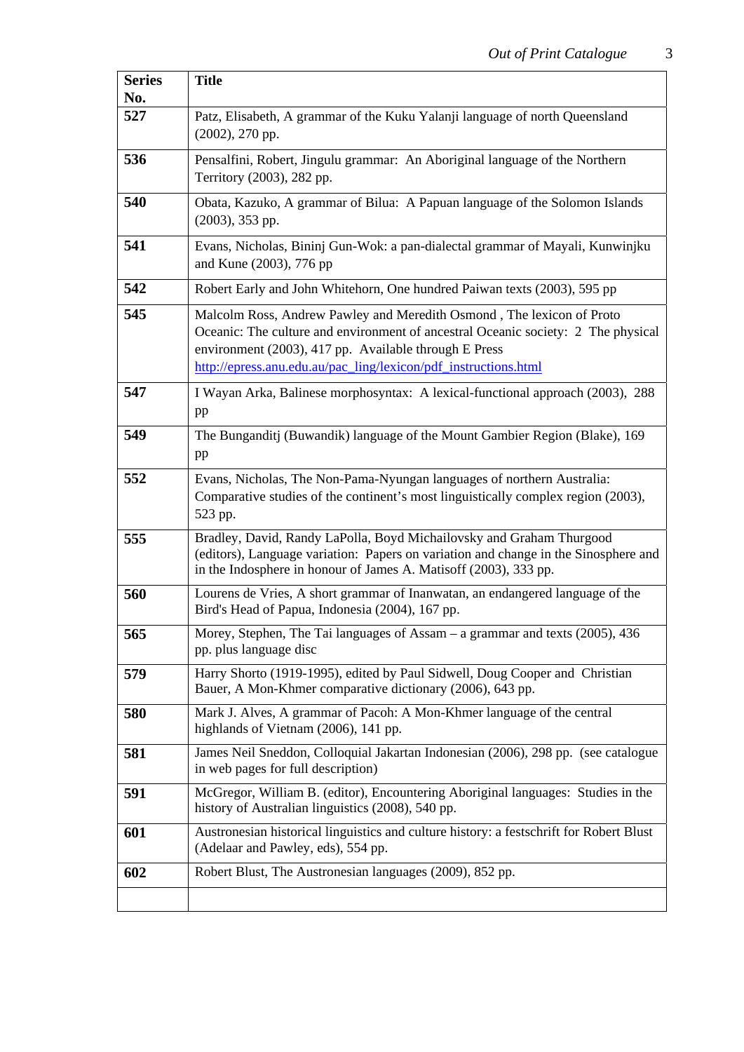| Series No. | Title |
|---|---|
| 527 | Patz, Elisabeth, A grammar of the Kuku Yalanji language of north Queensland (2002), 270 pp. |
| 536 | Pensalfini, Robert, Jingulu grammar: An Aboriginal language of the Northern Territory (2003), 282 pp. |
| 540 | Obata, Kazuko, A grammar of Bilua: A Papuan language of the Solomon Islands (2003), 353 pp. |
| 541 | Evans, Nicholas, Bininj Gun-Wok: a pan-dialectal grammar of Mayali, Kunwinjku and Kune (2003), 776 pp |
| 542 | Robert Early and John Whitehorn, One hundred Paiwan texts (2003), 595 pp |
| 545 | Malcolm Ross, Andrew Pawley and Meredith Osmond , The lexicon of Proto Oceanic: The culture and environment of ancestral Oceanic society: 2 The physical environment (2003), 417 pp. Available through E Press http://epress.anu.edu.au/pac_ling/lexicon/pdf_instructions.html |
| 547 | I Wayan Arka, Balinese morphosyntax: A lexical-functional approach (2003), 288 pp |
| 549 | The Bunganditj (Buwandik) language of the Mount Gambier Region (Blake), 169 pp |
| 552 | Evans, Nicholas, The Non-Pama-Nyungan languages of northern Australia: Comparative studies of the continent's most linguistically complex region (2003), 523 pp. |
| 555 | Bradley, David, Randy LaPolla, Boyd Michailovsky and Graham Thurgood (editors), Language variation: Papers on variation and change in the Sinosphere and in the Indosphere in honour of James A. Matisoff (2003), 333 pp. |
| 560 | Lourens de Vries, A short grammar of Inanwatan, an endangered language of the Bird's Head of Papua, Indonesia (2004), 167 pp. |
| 565 | Morey, Stephen, The Tai languages of Assam – a grammar and texts (2005), 436 pp. plus language disc |
| 579 | Harry Shorto (1919-1995), edited by Paul Sidwell, Doug Cooper and Christian Bauer, A Mon-Khmer comparative dictionary (2006), 643 pp. |
| 580 | Mark J. Alves, A grammar of Pacoh: A Mon-Khmer language of the central highlands of Vietnam (2006), 141 pp. |
| 581 | James Neil Sneddon, Colloquial Jakartan Indonesian (2006), 298 pp. (see catalogue in web pages for full description) |
| 591 | McGregor, William B. (editor), Encountering Aboriginal languages: Studies in the history of Australian linguistics (2008), 540 pp. |
| 601 | Austronesian historical linguistics and culture history: a festschrift for Robert Blust (Adelaar and Pawley, eds), 554 pp. |
| 602 | Robert Blust, The Austronesian languages (2009), 852 pp. |
| | |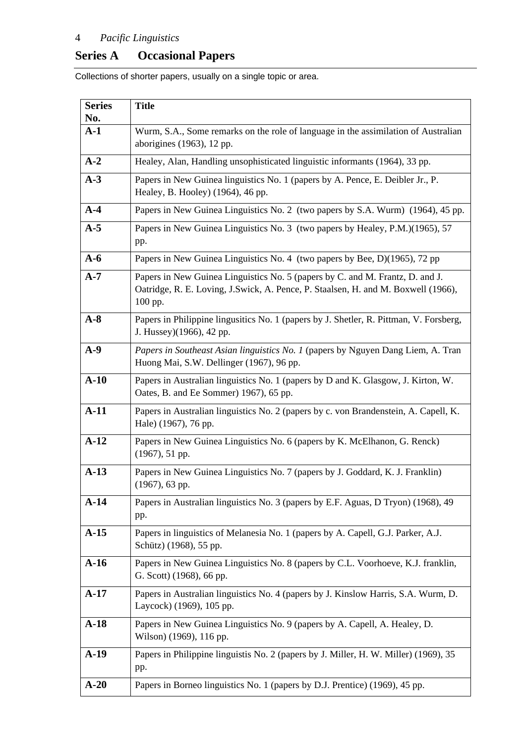## Series A Occasional Papers

Collections of shorter papers, usually on a single topic or area.

| Series No. | Title |
|---|---|
| **A-1** | Wurm, S.A., Some remarks on the role of language in the assimilation of Australian aborigines (1963), 12 pp. |
| **A-2** | Healey, Alan, Handling unsophisticated linguistic informants (1964), 33 pp. |
| **A-3** | Papers in New Guinea linguistics No. 1 (papers by A. Pence, E. Deibler Jr., P. Healey, B. Hooley) (1964), 46 pp. |
| **A-4** | Papers in New Guinea Linguistics No. 2 (two papers by S.A. Wurm) (1964), 45 pp. |
| **A-5** | Papers in New Guinea Linguistics No. 3 (two papers by Healey, P.M.)(1965), 57 pp. |
| **A-6** | Papers in New Guinea Linguistics No. 4 (two papers by Bee, D)(1965), 72 pp |
| **A-7** | Papers in New Guinea Linguistics No. 5 (papers by C. and M. Frantz, D. and J. Oatridge, R. E. Loving, J.Swick, A. Pence, P. Staalsen, H. and M. Boxwell (1966), 100 pp. |
| **A-8** | Papers in Philippine lingusitics No. 1 (papers by J. Shetler, R. Pittman, V. Forsberg, J. Hussey)(1966), 42 pp. |
| **A-9** | *Papers in Southeast Asian linguistics No. 1* (papers by Nguyen Dang Liem, A. Tran Huong Mai, S.W. Dellinger (1967), 96 pp. |
| **A-10** | Papers in Australian linguistics No. 1 (papers by D and K. Glasgow, J. Kirton, W. Oates, B. and Ee Sommer) 1967), 65 pp. |
| **A-11** | Papers in Australian linguistics No. 2 (papers by c. von Brandenstein, A. Capell, K. Hale) (1967), 76 pp. |
| **A-12** | Papers in New Guinea Linguistics No. 6 (papers by K. McElhanon, G. Renck) (1967), 51 pp. |
| **A-13** | Papers in New Guinea Linguistics No. 7 (papers by J. Goddard, K. J. Franklin) (1967), 63 pp. |
| **A-14** | Papers in Australian linguistics No. 3 (papers by E.F. Aguas, D Tryon) (1968), 49 pp. |
| **A-15** | Papers in linguistics of Melanesia No. 1 (papers by A. Capell, G.J. Parker, A.J. Schütz) (1968), 55 pp. |
| **A-16** | Papers in New Guinea Linguistics No. 8 (papers by C.L. Voorhoeve, K.J. franklin, G. Scott) (1968), 66 pp. |
| **A-17** | Papers in Australian linguistics No. 4 (papers by J. Kinslow Harris, S.A. Wurm, D. Laycock) (1969), 105 pp. |
| **A-18** | Papers in New Guinea Linguistics No. 9 (papers by A. Capell, A. Healey, D. Wilson) (1969), 116 pp. |
| **A-19** | Papers in Philippine linguistis No. 2 (papers by J. Miller, H. W. Miller) (1969), 35 pp. |
| **A-20** | Papers in Borneo linguistics No. 1 (papers by D.J. Prentice) (1969), 45 pp. |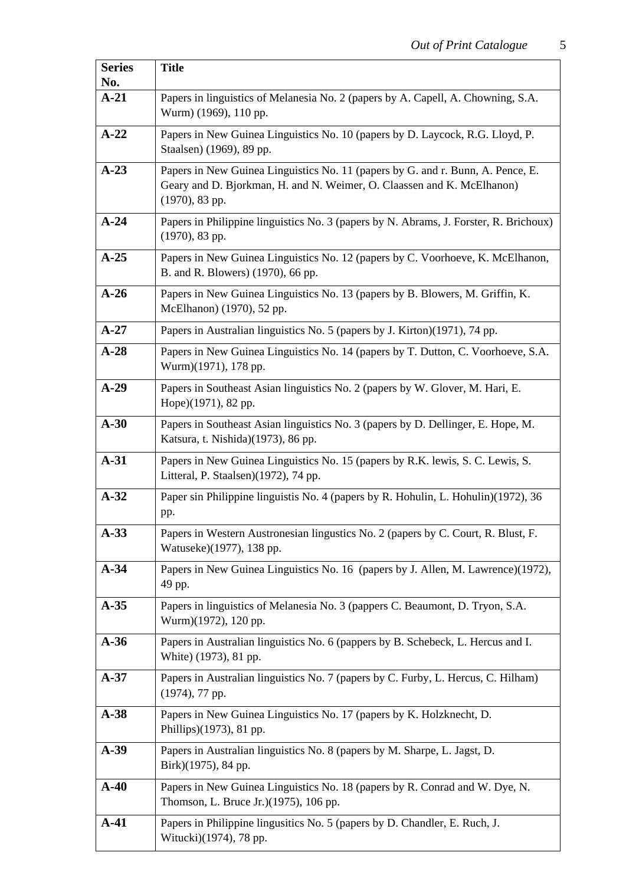| Series No. | Title |
|---|---|
| **A-21** | Papers in linguistics of Melanesia No. 2 (papers by A. Capell, A. Chowning, S.A. Wurm) (1969), 110 pp. |
| **A-22** | Papers in New Guinea Linguistics No. 10 (papers by D. Laycock, R.G. Lloyd, P. Staalsen) (1969), 89 pp. |
| **A-23** | Papers in New Guinea Linguistics No. 11 (papers by G. and r. Bunn, A. Pence, E. Geary and D. Bjorkman, H. and N. Weimer, O. Claassen and K. McElhanon) (1970), 83 pp. |
| **A-24** | Papers in Philippine linguistics No. 3 (papers by N. Abrams, J. Forster, R. Brichoux) (1970), 83 pp. |
| **A-25** | Papers in New Guinea Linguistics No. 12 (papers by C. Voorhoeve, K. McElhanon, B. and R. Blowers) (1970), 66 pp. |
| **A-26** | Papers in New Guinea Linguistics No. 13 (papers by B. Blowers, M. Griffin, K. McElhanon) (1970), 52 pp. |
| **A-27** | Papers in Australian linguistics No. 5 (papers by J. Kirton)(1971), 74 pp. |
| **A-28** | Papers in New Guinea Linguistics No. 14 (papers by T. Dutton, C. Voorhoeve, S.A. Wurm)(1971), 178 pp. |
| **A-29** | Papers in Southeast Asian linguistics No. 2 (papers by W. Glover, M. Hari, E. Hope)(1971), 82 pp. |
| **A-30** | Papers in Southeast Asian linguistics No. 3 (papers by D. Dellinger, E. Hope, M. Katsura, t. Nishida)(1973), 86 pp. |
| **A-31** | Papers in New Guinea Linguistics No. 15 (papers by R.K. lewis, S. C. Lewis, S. Litteral, P. Staalsen)(1972), 74 pp. |
| **A-32** | Paper sin Philippine linguistis No. 4 (papers by R. Hohulin, L. Hohulin)(1972), 36 pp. |
| **A-33** | Papers in Western Austronesian lingustics No. 2 (papers by C. Court, R. Blust, F. Watuseke)(1977), 138 pp. |
| **A-34** | Papers in New Guinea Linguistics No. 16 (papers by J. Allen, M. Lawrence)(1972), 49 pp. |
| **A-35** | Papers in linguistics of Melanesia No. 3 (pappers C. Beaumont, D. Tryon, S.A. Wurm)(1972), 120 pp. |
| **A-36** | Papers in Australian linguistics No. 6 (pappers by B. Schebeck, L. Hercus and I. White) (1973), 81 pp. |
| **A-37** | Papers in Australian linguistics No. 7 (papers by C. Furby, L. Hercus, C. Hilham) (1974), 77 pp. |
| **A-38** | Papers in New Guinea Linguistics No. 17 (papers by K. Holzknecht, D. Phillips)(1973), 81 pp. |
| **A-39** | Papers in Australian linguistics No. 8 (papers by M. Sharpe, L. Jagst, D. Birk)(1975), 84 pp. |
| **A-40** | Papers in New Guinea Linguistics No. 18 (papers by R. Conrad and W. Dye, N. Thomson, L. Bruce Jr.)(1975), 106 pp. |
| **A-41** | Papers in Philippine lingusitics No. 5 (papers by D. Chandler, E. Ruch, J. Witucki)(1974), 78 pp. |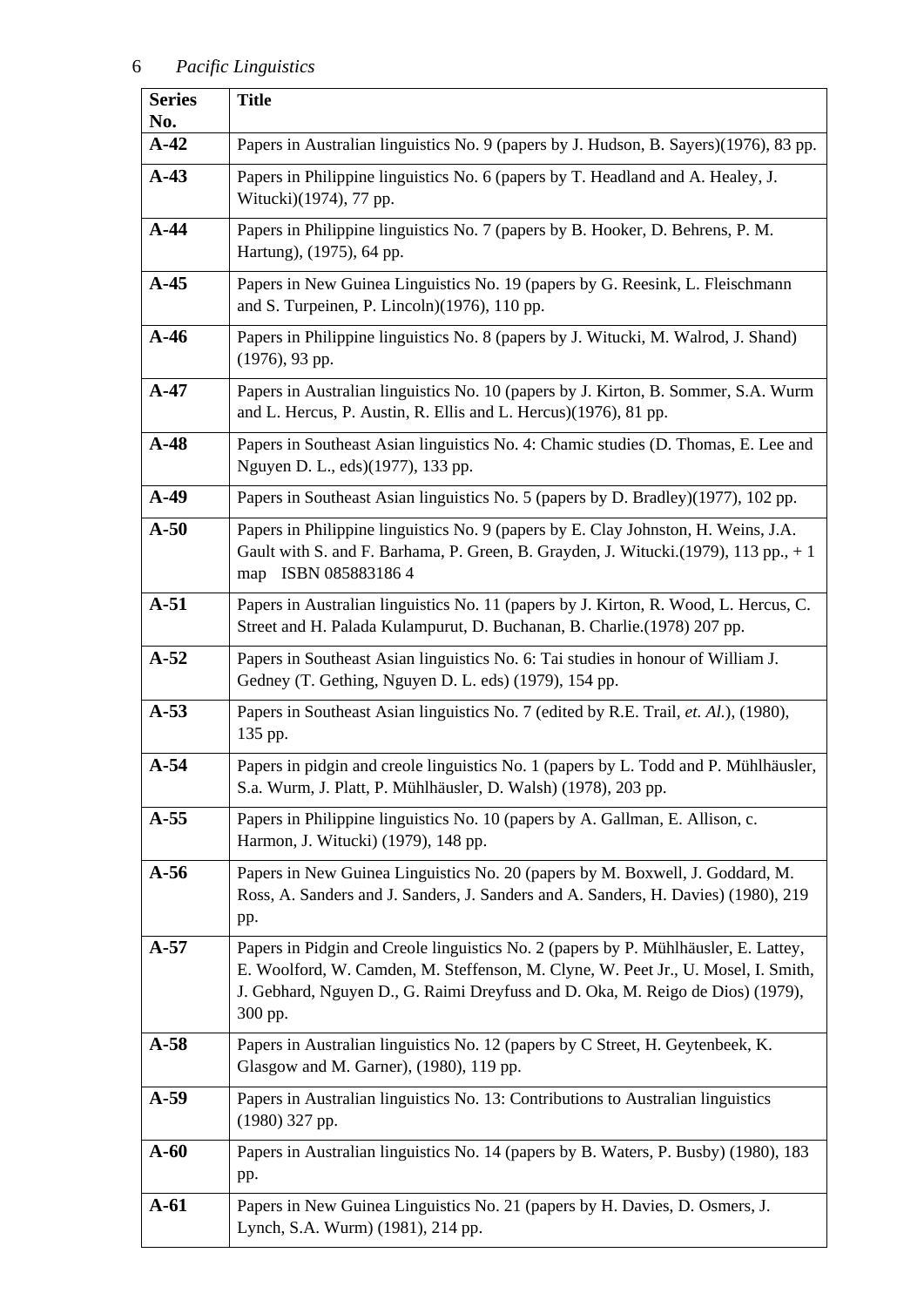| Series No. | Title |
|---|---|
| A-42 | Papers in Australian linguistics No. 9 (papers by J. Hudson, B. Sayers)(1976), 83 pp. |
| A-43 | Papers in Philippine linguistics No. 6 (papers by T. Headland and A. Healey, J. Witucki)(1974), 77 pp. |
| A-44 | Papers in Philippine linguistics No. 7 (papers by B. Hooker, D. Behrens, P. M. Hartung), (1975), 64 pp. |
| A-45 | Papers in New Guinea Linguistics No. 19 (papers by G. Reesink, L. Fleischmann and S. Turpeinen, P. Lincoln)(1976), 110 pp. |
| A-46 | Papers in Philippine linguistics No. 8 (papers by J. Witucki, M. Walrod, J. Shand) (1976), 93 pp. |
| A-47 | Papers in Australian linguistics No. 10 (papers by J. Kirton, B. Sommer, S.A. Wurm and L. Hercus, P. Austin, R. Ellis and L. Hercus)(1976), 81 pp. |
| A-48 | Papers in Southeast Asian linguistics No. 4: Chamic studies (D. Thomas, E. Lee and Nguyen D. L., eds)(1977), 133 pp. |
| A-49 | Papers in Southeast Asian linguistics No. 5 (papers by D. Bradley)(1977), 102 pp. |
| A-50 | Papers in Philippine linguistics No. 9 (papers by E. Clay Johnston, H. Weins, J.A. Gault with S. and F. Barhama, P. Green, B. Grayden, J. Witucki.(1979), 113 pp., + 1 map ISBN 085883186 4 |
| A-51 | Papers in Australian linguistics No. 11 (papers by J. Kirton, R. Wood, L. Hercus, C. Street and H. Palada Kulampurut, D. Buchanan, B. Charlie.(1978) 207 pp. |
| A-52 | Papers in Southeast Asian linguistics No. 6: Tai studies in honour of William J. Gedney (T. Gething, Nguyen D. L. eds) (1979), 154 pp. |
| A-53 | Papers in Southeast Asian linguistics No. 7 (edited by R.E. Trail, *et. Al.*), (1980), 135 pp. |
| A-54 | Papers in pidgin and creole linguistics No. 1 (papers by L. Todd and P. Mühlhäusler, S.a. Wurm, J. Platt, P. Mühlhäusler, D. Walsh) (1978), 203 pp. |
| A-55 | Papers in Philippine linguistics No. 10 (papers by A. Gallman, E. Allison, c. Harmon, J. Witucki) (1979), 148 pp. |
| A-56 | Papers in New Guinea Linguistics No. 20 (papers by M. Boxwell, J. Goddard, M. Ross, A. Sanders and J. Sanders, J. Sanders and A. Sanders, H. Davies) (1980), 219 pp. |
| A-57 | Papers in Pidgin and Creole linguistics No. 2 (papers by P. Mühlhäusler, E. Lattey, E. Woolford, W. Camden, M. Steffenson, M. Clyne, W. Peet Jr., U. Mosel, I. Smith, J. Gebhard, Nguyen D., G. Raimi Dreyfuss and D. Oka, M. Reigo de Dios) (1979), 300 pp. |
| A-58 | Papers in Australian linguistics No. 12 (papers by C Street, H. Geytenbeek, K. Glasgow and M. Garner), (1980), 119 pp. |
| A-59 | Papers in Australian linguistics No. 13: Contributions to Australian linguistics (1980) 327 pp. |
| A-60 | Papers in Australian linguistics No. 14 (papers by B. Waters, P. Busby) (1980), 183 pp. |
| A-61 | Papers in New Guinea Linguistics No. 21 (papers by H. Davies, D. Osmers, J. Lynch, S.A. Wurm) (1981), 214 pp. |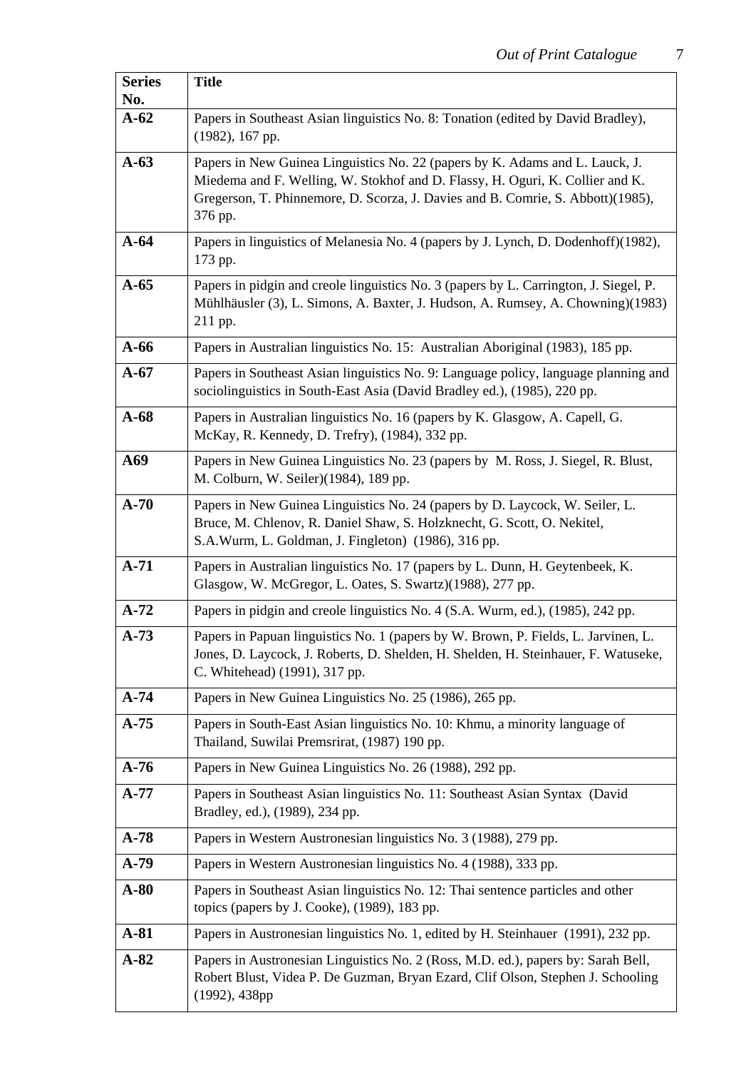| Series No. | Title |
|---|---|
| **A-62** | Papers in Southeast Asian linguistics No. 8: Tonation (edited by David Bradley), (1982), 167 pp. |
| **A-63** | Papers in New Guinea Linguistics No. 22 (papers by K. Adams and L. Lauck, J. Miedema and F. Welling, W. Stokhof and D. Flassy, H. Oguri, K. Collier and K. Gregerson, T. Phinnemore, D. Scorza, J. Davies and B. Comrie, S. Abbott)(1985), 376 pp. |
| **A-64** | Papers in linguistics of Melanesia No. 4 (papers by J. Lynch, D. Dodenhoff)(1982), 173 pp. |
| **A-65** | Papers in pidgin and creole linguistics No. 3 (papers by L. Carrington, J. Siegel, P. Mühlhäusler (3), L. Simons, A. Baxter, J. Hudson, A. Rumsey, A. Chowning)(1983) 211 pp. |
| **A-66** | Papers in Australian linguistics No. 15: Australian Aboriginal (1983), 185 pp. |
| **A-67** | Papers in Southeast Asian linguistics No. 9: Language policy, language planning and sociolinguistics in South-East Asia (David Bradley ed.), (1985), 220 pp. |
| **A-68** | Papers in Australian linguistics No. 16 (papers by K. Glasgow, A. Capell, G. McKay, R. Kennedy, D. Trefry), (1984), 332 pp. |
| **A69** | Papers in New Guinea Linguistics No. 23 (papers by M. Ross, J. Siegel, R. Blust, M. Colburn, W. Seiler)(1984), 189 pp. |
| **A-70** | Papers in New Guinea Linguistics No. 24 (papers by D. Laycock, W. Seiler, L. Bruce, M. Chlenov, R. Daniel Shaw, S. Holzknecht, G. Scott, O. Nekitel, S.A.Wurm, L. Goldman, J. Fingleton) (1986), 316 pp. |
| **A-71** | Papers in Australian linguistics No. 17 (papers by L. Dunn, H. Geytenbeek, K. Glasgow, W. McGregor, L. Oates, S. Swartz)(1988), 277 pp. |
| **A-72** | Papers in pidgin and creole linguistics No. 4 (S.A. Wurm, ed.), (1985), 242 pp. |
| **A-73** | Papers in Papuan linguistics No. 1 (papers by W. Brown, P. Fields, L. Jarvinen, L. Jones, D. Laycock, J. Roberts, D. Shelden, H. Shelden, H. Steinhauer, F. Watuseke, C. Whitehead) (1991), 317 pp. |
| **A-74** | Papers in New Guinea Linguistics No. 25 (1986), 265 pp. |
| **A-75** | Papers in South-East Asian linguistics No. 10: Khmu, a minority language of Thailand, Suwilai Premsrirat, (1987) 190 pp. |
| **A-76** | Papers in New Guinea Linguistics No. 26 (1988), 292 pp. |
| **A-77** | Papers in Southeast Asian linguistics No. 11: Southeast Asian Syntax (David Bradley, ed.), (1989), 234 pp. |
| **A-78** | Papers in Western Austronesian linguistics No. 3 (1988), 279 pp. |
| **A-79** | Papers in Western Austronesian linguistics No. 4 (1988), 333 pp. |
| **A-80** | Papers in Southeast Asian linguistics No. 12: Thai sentence particles and other topics (papers by J. Cooke), (1989), 183 pp. |
| **A-81** | Papers in Austronesian linguistics No. 1, edited by H. Steinhauer (1991), 232 pp. |
| **A-82** | Papers in Austronesian Linguistics No. 2 (Ross, M.D. ed.), papers by: Sarah Bell, Robert Blust, Videa P. De Guzman, Bryan Ezard, Clif Olson, Stephen J. Schooling (1992), 438pp |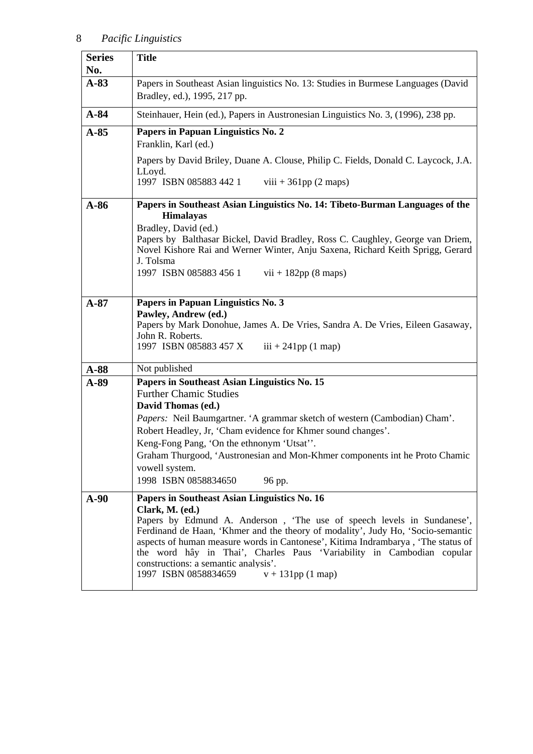| Series No. | Title |
|---|---|
| **A-83** | Papers in Southeast Asian linguistics No. 13: Studies in Burmese Languages (David Bradley, ed.), 1995, 217 pp. |
| **A-84** | Steinhauer, Hein (ed.), Papers in Austronesian Linguistics No. 3, (1996), 238 pp. |
| **A-85** | **Papers in Papuan Linguistics No. 2**<br>Franklin, Karl (ed.)<br>Papers by David Briley, Duane A. Clouse, Philip C. Fields, Donald C. Laycock, J.A. LLoyd.<br>1997 ISBN 085883 442 1 viii + 361pp (2 maps) |
| **A-86** | **Papers in Southeast Asian Linguistics No. 14: Tibeto-Burman Languages of the Himalayas**<br>Bradley, David (ed.)<br>Papers by Balthasar Bickel, David Bradley, Ross C. Caughley, George van Driem, Novel Kishore Rai and Werner Winter, Anju Saxena, Richard Keith Sprigg, Gerard J. Tolsma<br>1997 ISBN 085883 456 1 vii + 182pp (8 maps) |
| **A-87** | **Papers in Papuan Linguistics No. 3**<br>**Pawley, Andrew (ed.)**<br>Papers by Mark Donohue, James A. De Vries, Sandra A. De Vries, Eileen Gasaway, John R. Roberts.<br>1997 ISBN 085883 457 X iii + 241pp (1 map) |
| **A-88** | Not published |
| **A-89** | **Papers in Southeast Asian Linguistics No. 15**<br>Further Chamic Studies<br>**David Thomas (ed.)**<br>*Papers:* Neil Baumgartner. 'A grammar sketch of western (Cambodian) Cham'.<br>Robert Headley, Jr, 'Cham evidence for Khmer sound changes'.<br>Keng-Fong Pang, 'On the ethnonym 'Utsat''.<br>Graham Thurgood, 'Austronesian and Mon-Khmer components int he Proto Chamic vowell system.<br>1998 ISBN 0858834650 96 pp. |
| **A-90** | **Papers in Southeast Asian Linguistics No. 16**<br>**Clark, M. (ed.)**<br>Papers by Edmund A. Anderson , 'The use of speech levels in Sundanese', Ferdinand de Haan, 'Khmer and the theory of modality', Judy Ho, 'Socio-semantic aspects of human measure words in Cantonese', Kitima Indrambarya , 'The status of the word hây in Thai', Charles Paus 'Variability in Cambodian copular constructions: a semantic analysis'.<br>1997 ISBN 0858834659 v + 131pp (1 map) |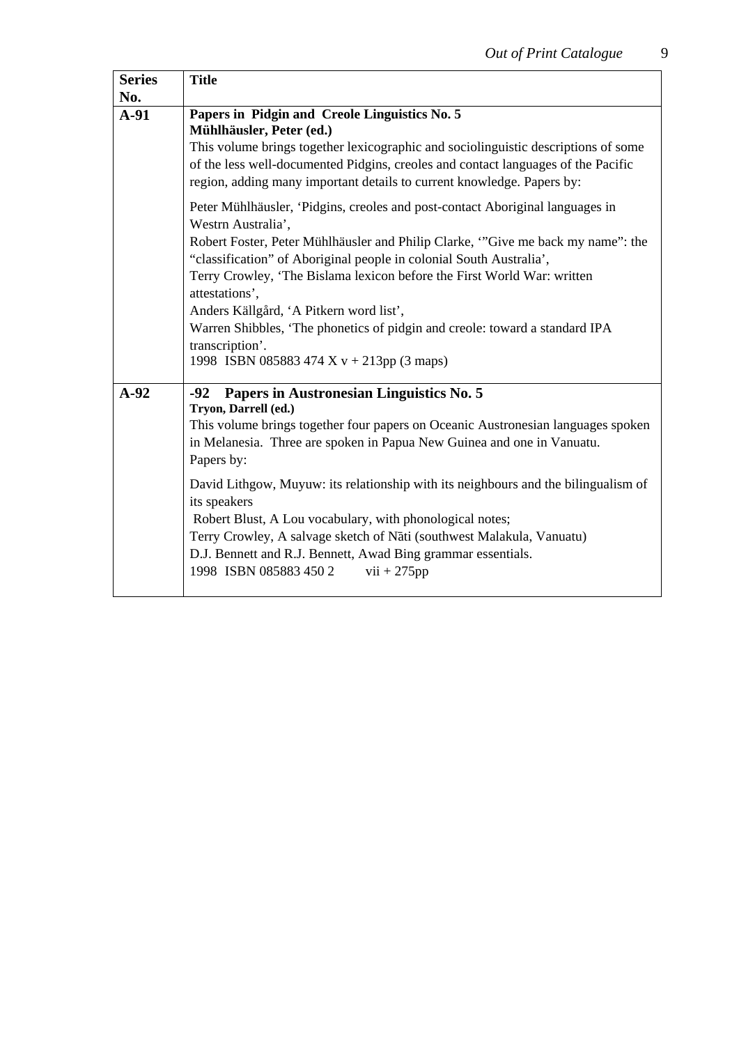| Series No. | Title |
|---|---|
| **A-91** | **Papers in Pidgin and Creole Linguistics No. 5**<br>**Mühlhäusler, Peter (ed.)**<br>This volume brings together lexicographic and sociolinguistic descriptions of some of the less well-documented Pidgins, creoles and contact languages of the Pacific region, adding many important details to current knowledge. Papers by:<br><br>Peter Mühlhäusler, 'Pidgins, creoles and post-contact Aboriginal languages in Westrn Australia',<br>Robert Foster, Peter Mühlhäusler and Philip Clarke, '"Give me back my name": the "classification" of Aboriginal people in colonial South Australia',<br>Terry Crowley, 'The Bislama lexicon before the First World War: written attestations',<br>Anders Källgård, 'A Pitkern word list',<br>Warren Shibbles, 'The phonetics of pidgin and creole: toward a standard IPA transcription'.<br>1998 ISBN 085883 474 X v + 213pp (3 maps) |
| **A-92** | **-92 Papers in Austronesian Linguistics No. 5**<br>**Tryon, Darrell (ed.)**<br>This volume brings together four papers on Oceanic Austronesian languages spoken in Melanesia. Three are spoken in Papua New Guinea and one in Vanuatu.<br>Papers by:<br><br>David Lithgow, Muyuw: its relationship with its neighbours and the bilingualism of its speakers<br>Robert Blust, A Lou vocabulary, with phonological notes;<br>Terry Crowley, A salvage sketch of Nāti (southwest Malakula, Vanuatu)<br>D.J. Bennett and R.J. Bennett, Awad Bing grammar essentials.<br>1998 ISBN 085883 450 2 vii + 275pp |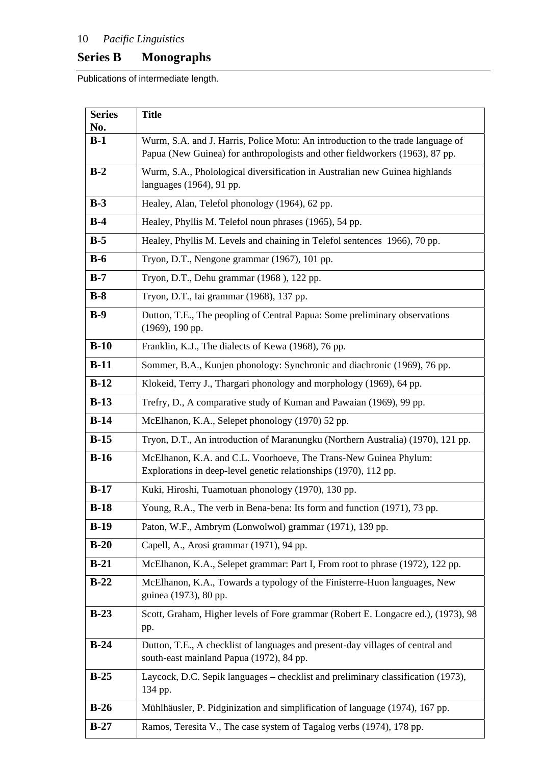## Series B Monographs

Publications of intermediate length.

| Series No. | Title |
|---|---|
| **B-1** | Wurm, S.A. and J. Harris, Police Motu: An introduction to the trade language of Papua (New Guinea) for anthropologists and other fieldworkers (1963), 87 pp. |
| **B-2** | Wurm, S.A., Pholological diversification in Australian new Guinea highlands languages (1964), 91 pp. |
| **B-3** | Healey, Alan, Telefol phonology (1964), 62 pp. |
| **B-4** | Healey, Phyllis M. Telefol noun phrases (1965), 54 pp. |
| **B-5** | Healey, Phyllis M. Levels and chaining in Telefol sentences 1966), 70 pp. |
| **B-6** | Tryon, D.T., Nengone grammar (1967), 101 pp. |
| **B-7** | Tryon, D.T., Dehu grammar (1968 ), 122 pp. |
| **B-8** | Tryon, D.T., Iai grammar (1968), 137 pp. |
| **B-9** | Dutton, T.E., The peopling of Central Papua: Some preliminary observations (1969), 190 pp. |
| **B-10** | Franklin, K.J., The dialects of Kewa (1968), 76 pp. |
| **B-11** | Sommer, B.A., Kunjen phonology: Synchronic and diachronic (1969), 76 pp. |
| **B-12** | Klokeid, Terry J., Thargari phonology and morphology (1969), 64 pp. |
| **B-13** | Trefry, D., A comparative study of Kuman and Pawaian (1969), 99 pp. |
| **B-14** | McElhanon, K.A., Selepet phonology (1970) 52 pp. |
| **B-15** | Tryon, D.T., An introduction of Maranungku (Northern Australia) (1970), 121 pp. |
| **B-16** | McElhanon, K.A. and C.L. Voorhoeve, The Trans-New Guinea Phylum: Explorations in deep-level genetic relationships (1970), 112 pp. |
| **B-17** | Kuki, Hiroshi, Tuamotuan phonology (1970), 130 pp. |
| **B-18** | Young, R.A., The verb in Bena-bena: Its form and function (1971), 73 pp. |
| **B-19** | Paton, W.F., Ambrym (Lonwolwol) grammar (1971), 139 pp. |
| **B-20** | Capell, A., Arosi grammar (1971), 94 pp. |
| **B-21** | McElhanon, K.A., Selepet grammar: Part I, From root to phrase (1972), 122 pp. |
| **B-22** | McElhanon, K.A., Towards a typology of the Finisterre-Huon languages, New guinea (1973), 80 pp. |
| **B-23** | Scott, Graham, Higher levels of Fore grammar (Robert E. Longacre ed.), (1973), 98 pp. |
| **B-24** | Dutton, T.E., A checklist of languages and present-day villages of central and south-east mainland Papua (1972), 84 pp. |
| **B-25** | Laycock, D.C. Sepik languages – checklist and preliminary classification (1973), 134 pp. |
| **B-26** | Mühlhäusler, P. Pidginization and simplification of language (1974), 167 pp. |
| **B-27** | Ramos, Teresita V., The case system of Tagalog verbs (1974), 178 pp. |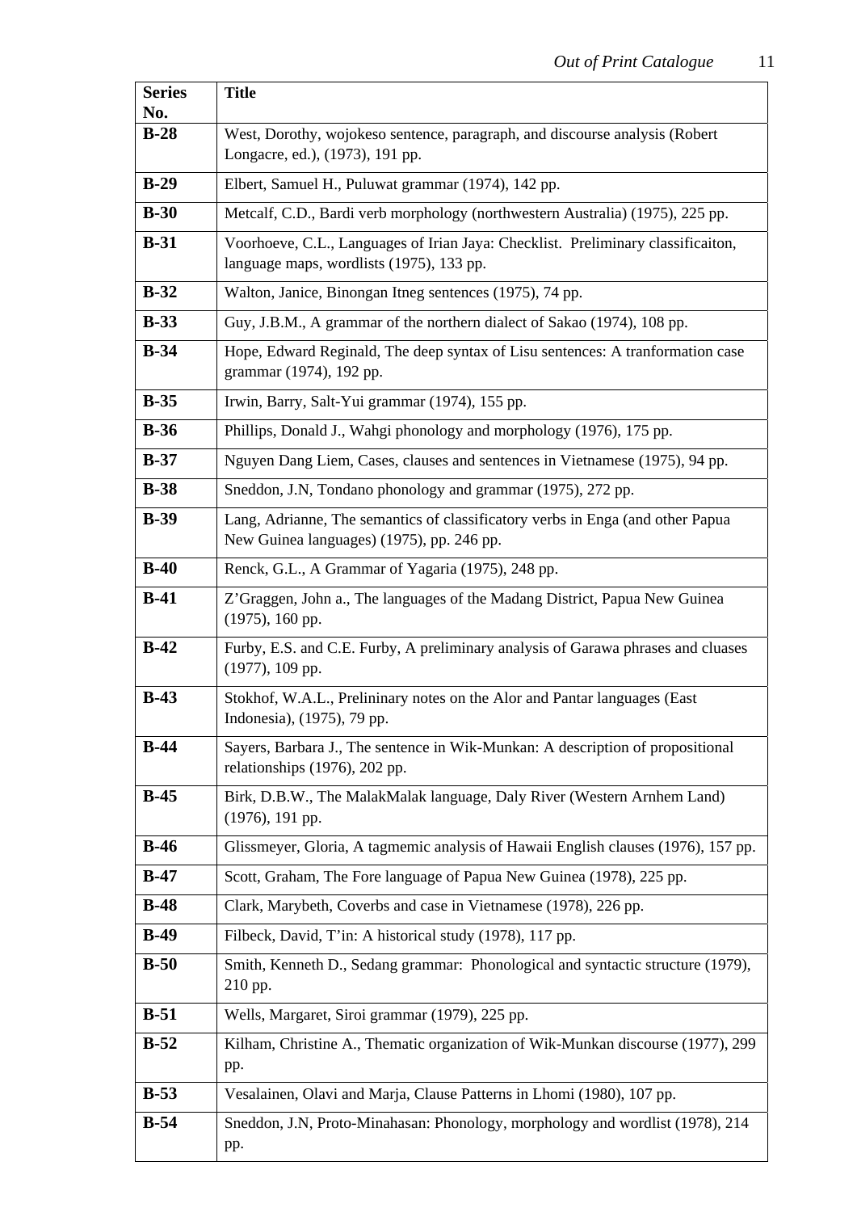| Series No. | Title |
|---|---|
| **B-28** | West, Dorothy, wojokeso sentence, paragraph, and discourse analysis (Robert Longacre, ed.), (1973), 191 pp. |
| **B-29** | Elbert, Samuel H., Puluwat grammar (1974), 142 pp. |
| **B-30** | Metcalf, C.D., Bardi verb morphology (northwestern Australia) (1975), 225 pp. |
| **B-31** | Voorhoeve, C.L., Languages of Irian Jaya: Checklist. Preliminary classificaiton, language maps, wordlists (1975), 133 pp. |
| **B-32** | Walton, Janice, Binongan Itneg sentences (1975), 74 pp. |
| **B-33** | Guy, J.B.M., A grammar of the northern dialect of Sakao (1974), 108 pp. |
| **B-34** | Hope, Edward Reginald, The deep syntax of Lisu sentences: A tranformation case grammar (1974), 192 pp. |
| **B-35** | Irwin, Barry, Salt-Yui grammar (1974), 155 pp. |
| **B-36** | Phillips, Donald J., Wahgi phonology and morphology (1976), 175 pp. |
| **B-37** | Nguyen Dang Liem, Cases, clauses and sentences in Vietnamese (1975), 94 pp. |
| **B-38** | Sneddon, J.N, Tondano phonology and grammar (1975), 272 pp. |
| **B-39** | Lang, Adrianne, The semantics of classificatory verbs in Enga (and other Papua New Guinea languages) (1975), pp. 246 pp. |
| **B-40** | Renck, G.L., A Grammar of Yagaria (1975), 248 pp. |
| **B-41** | Z'Graggen, John a., The languages of the Madang District, Papua New Guinea (1975), 160 pp. |
| **B-42** | Furby, E.S. and C.E. Furby, A preliminary analysis of Garawa phrases and cluases (1977), 109 pp. |
| **B-43** | Stokhof, W.A.L., Prelininary notes on the Alor and Pantar languages (East Indonesia), (1975), 79 pp. |
| **B-44** | Sayers, Barbara J., The sentence in Wik-Munkan: A description of propositional relationships (1976), 202 pp. |
| **B-45** | Birk, D.B.W., The MalakMalak language, Daly River (Western Arnhem Land) (1976), 191 pp. |
| **B-46** | Glissmeyer, Gloria, A tagmemic analysis of Hawaii English clauses (1976), 157 pp. |
| **B-47** | Scott, Graham, The Fore language of Papua New Guinea (1978), 225 pp. |
| **B-48** | Clark, Marybeth, Coverbs and case in Vietnamese (1978), 226 pp. |
| **B-49** | Filbeck, David, T'in: A historical study (1978), 117 pp. |
| **B-50** | Smith, Kenneth D., Sedang grammar: Phonological and syntactic structure (1979), 210 pp. |
| **B-51** | Wells, Margaret, Siroi grammar (1979), 225 pp. |
| **B-52** | Kilham, Christine A., Thematic organization of Wik-Munkan discourse (1977), 299 pp. |
| **B-53** | Vesalainen, Olavi and Marja, Clause Patterns in Lhomi (1980), 107 pp. |
| **B-54** | Sneddon, J.N, Proto-Minahasan: Phonology, morphology and wordlist (1978), 214 pp. |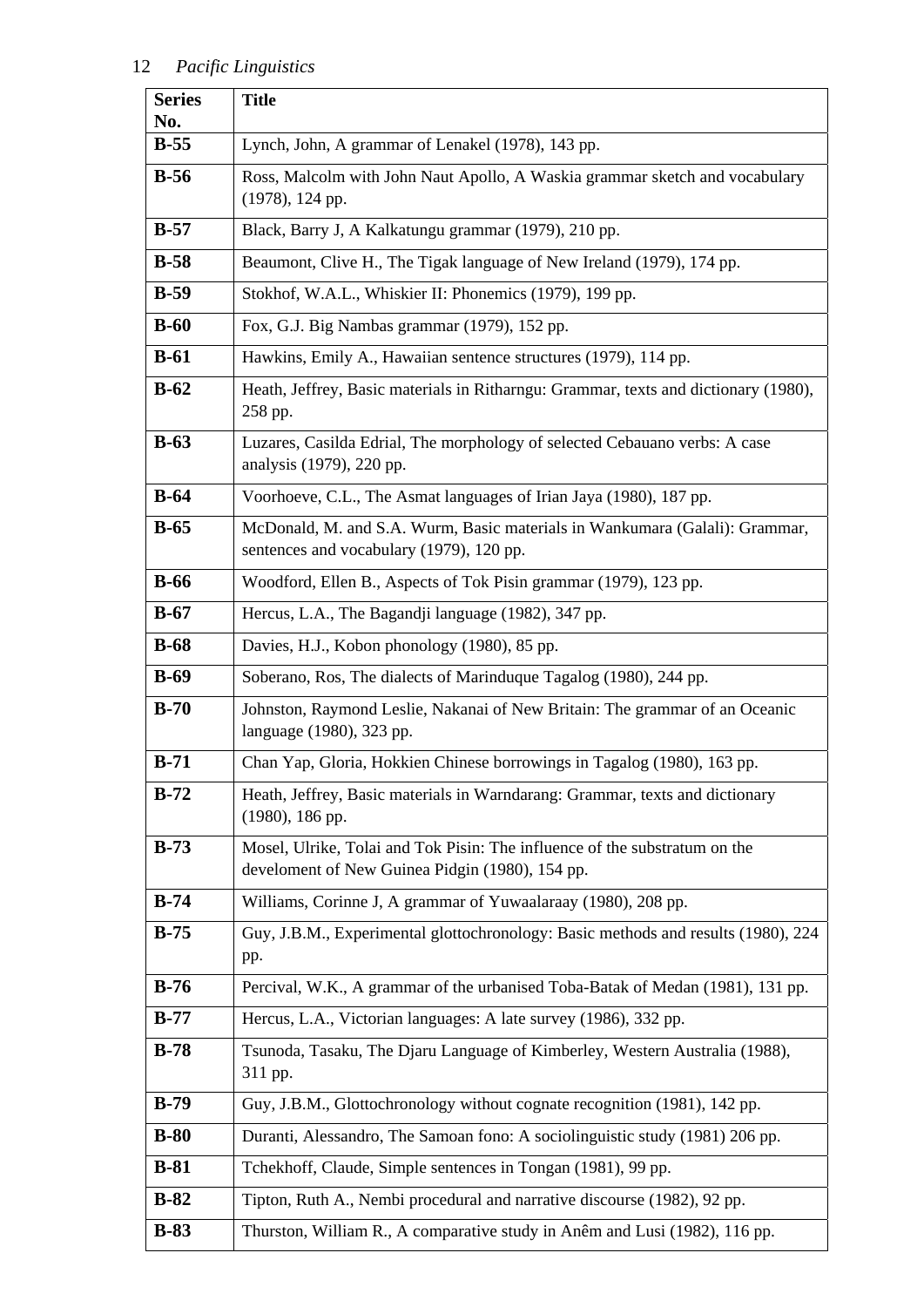| Series No. | Title |
|---|---|
| **B-55** | Lynch, John, A grammar of Lenakel (1978), 143 pp. |
| **B-56** | Ross, Malcolm with John Naut Apollo, A Waskia grammar sketch and vocabulary (1978), 124 pp. |
| **B-57** | Black, Barry J, A Kalkatungu grammar (1979), 210 pp. |
| **B-58** | Beaumont, Clive H., The Tigak language of New Ireland (1979), 174 pp. |
| **B-59** | Stokhof, W.A.L., Whiskier II: Phonemics (1979), 199 pp. |
| **B-60** | Fox, G.J. Big Nambas grammar (1979), 152 pp. |
| **B-61** | Hawkins, Emily A., Hawaiian sentence structures (1979), 114 pp. |
| **B-62** | Heath, Jeffrey, Basic materials in Ritharngu: Grammar, texts and dictionary (1980), 258 pp. |
| **B-63** | Luzares, Casilda Edrial, The morphology of selected Cebauano verbs: A case analysis (1979), 220 pp. |
| **B-64** | Voorhoeve, C.L., The Asmat languages of Irian Jaya (1980), 187 pp. |
| **B-65** | McDonald, M. and S.A. Wurm, Basic materials in Wankumara (Galali): Grammar, sentences and vocabulary (1979), 120 pp. |
| **B-66** | Woodford, Ellen B., Aspects of Tok Pisin grammar (1979), 123 pp. |
| **B-67** | Hercus, L.A., The Bagandji language (1982), 347 pp. |
| **B-68** | Davies, H.J., Kobon phonology (1980), 85 pp. |
| **B-69** | Soberano, Ros, The dialects of Marinduque Tagalog (1980), 244 pp. |
| **B-70** | Johnston, Raymond Leslie, Nakanai of New Britain: The grammar of an Oceanic language (1980), 323 pp. |
| **B-71** | Chan Yap, Gloria, Hokkien Chinese borrowings in Tagalog (1980), 163 pp. |
| **B-72** | Heath, Jeffrey, Basic materials in Warndarang: Grammar, texts and dictionary (1980), 186 pp. |
| **B-73** | Mosel, Ulrike, Tolai and Tok Pisin: The influence of the substratum on the develoment of New Guinea Pidgin (1980), 154 pp. |
| **B-74** | Williams, Corinne J, A grammar of Yuwaalaraay (1980), 208 pp. |
| **B-75** | Guy, J.B.M., Experimental glottochronology: Basic methods and results (1980), 224 pp. |
| **B-76** | Percival, W.K., A grammar of the urbanised Toba-Batak of Medan (1981), 131 pp. |
| **B-77** | Hercus, L.A., Victorian languages: A late survey (1986), 332 pp. |
| **B-78** | Tsunoda, Tasaku, The Djaru Language of Kimberley, Western Australia (1988), 311 pp. |
| **B-79** | Guy, J.B.M., Glottochronology without cognate recognition (1981), 142 pp. |
| **B-80** | Duranti, Alessandro, The Samoan fono: A sociolinguistic study (1981) 206 pp. |
| **B-81** | Tchekhoff, Claude, Simple sentences in Tongan (1981), 99 pp. |
| **B-82** | Tipton, Ruth A., Nembi procedural and narrative discourse (1982), 92 pp. |
| **B-83** | Thurston, William R., A comparative study in Anêm and Lusi (1982), 116 pp. |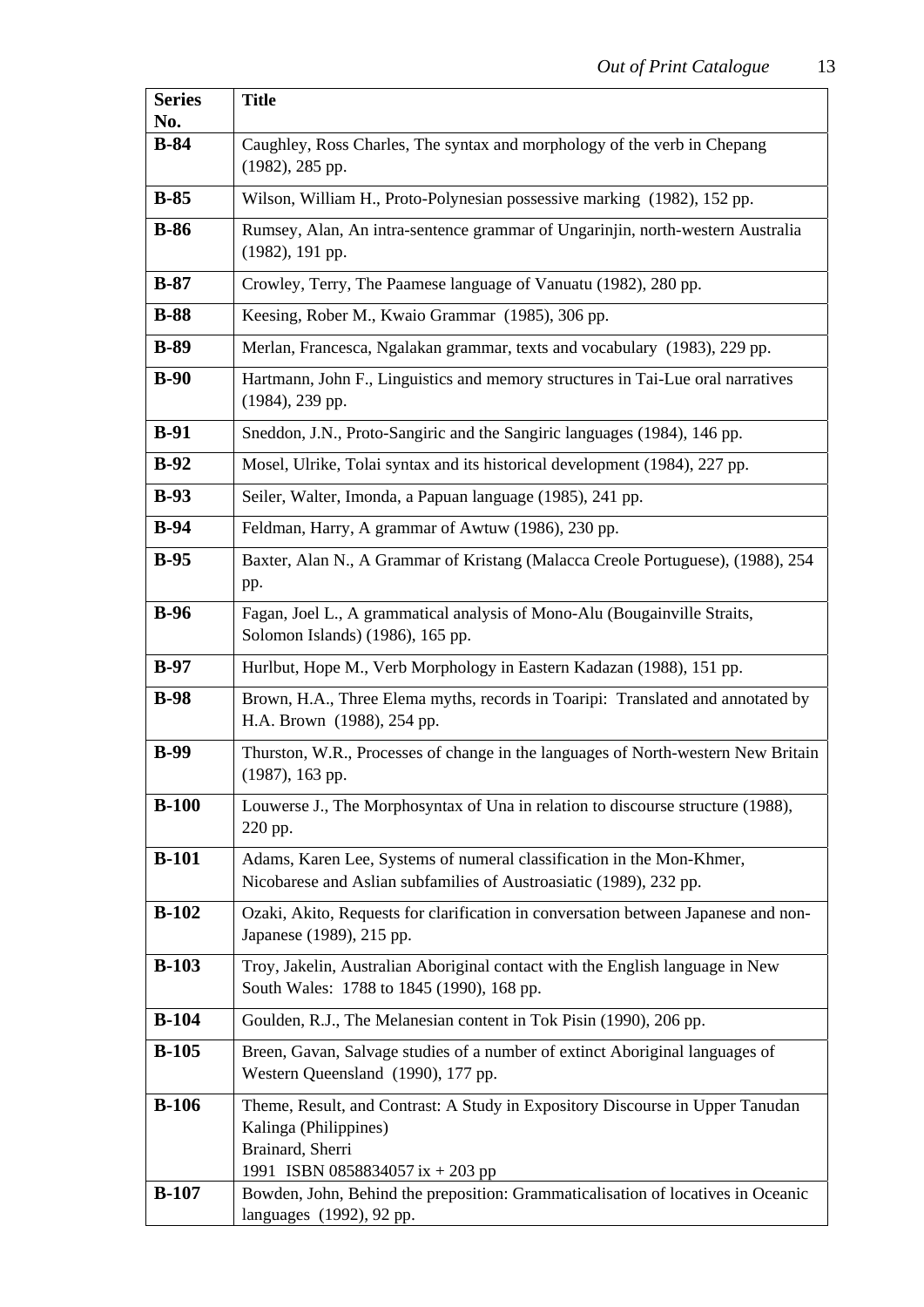| Series No. | Title |
|---|---|
| **B-84** | Caughley, Ross Charles, The syntax and morphology of the verb in Chepang (1982), 285 pp. |
| **B-85** | Wilson, William H., Proto-Polynesian possessive marking (1982), 152 pp. |
| **B-86** | Rumsey, Alan, An intra-sentence grammar of Ungarinjin, north-western Australia (1982), 191 pp. |
| **B-87** | Crowley, Terry, The Paamese language of Vanuatu (1982), 280 pp. |
| **B-88** | Keesing, Rober M., Kwaio Grammar (1985), 306 pp. |
| **B-89** | Merlan, Francesca, Ngalakan grammar, texts and vocabulary (1983), 229 pp. |
| **B-90** | Hartmann, John F., Linguistics and memory structures in Tai-Lue oral narratives (1984), 239 pp. |
| **B-91** | Sneddon, J.N., Proto-Sangiric and the Sangiric languages (1984), 146 pp. |
| **B-92** | Mosel, Ulrike, Tolai syntax and its historical development (1984), 227 pp. |
| **B-93** | Seiler, Walter, Imonda, a Papuan language (1985), 241 pp. |
| **B-94** | Feldman, Harry, A grammar of Awtuw (1986), 230 pp. |
| **B-95** | Baxter, Alan N., A Grammar of Kristang (Malacca Creole Portuguese), (1988), 254 pp. |
| **B-96** | Fagan, Joel L., A grammatical analysis of Mono-Alu (Bougainville Straits, Solomon Islands) (1986), 165 pp. |
| **B-97** | Hurlbut, Hope M., Verb Morphology in Eastern Kadazan (1988), 151 pp. |
| **B-98** | Brown, H.A., Three Elema myths, records in Toaripi: Translated and annotated by H.A. Brown (1988), 254 pp. |
| **B-99** | Thurston, W.R., Processes of change in the languages of North-western New Britain (1987), 163 pp. |
| **B-100** | Louwerse J., The Morphosyntax of Una in relation to discourse structure (1988), 220 pp. |
| **B-101** | Adams, Karen Lee, Systems of numeral classification in the Mon-Khmer, Nicobarese and Aslian subfamilies of Austroasiatic (1989), 232 pp. |
| **B-102** | Ozaki, Akito, Requests for clarification in conversation between Japanese and non-Japanese (1989), 215 pp. |
| **B-103** | Troy, Jakelin, Australian Aboriginal contact with the English language in New South Wales: 1788 to 1845 (1990), 168 pp. |
| **B-104** | Goulden, R.J., The Melanesian content in Tok Pisin (1990), 206 pp. |
| **B-105** | Breen, Gavan, Salvage studies of a number of extinct Aboriginal languages of Western Queensland (1990), 177 pp. |
| **B-106** | Theme, Result, and Contrast: A Study in Expository Discourse in Upper Tanudan Kalinga (Philippines)<br>Brainard, Sherri<br>1991 ISBN 0858834057 ix + 203 pp |
| **B-107** | Bowden, John, Behind the preposition: Grammaticalisation of locatives in Oceanic languages (1992), 92 pp. |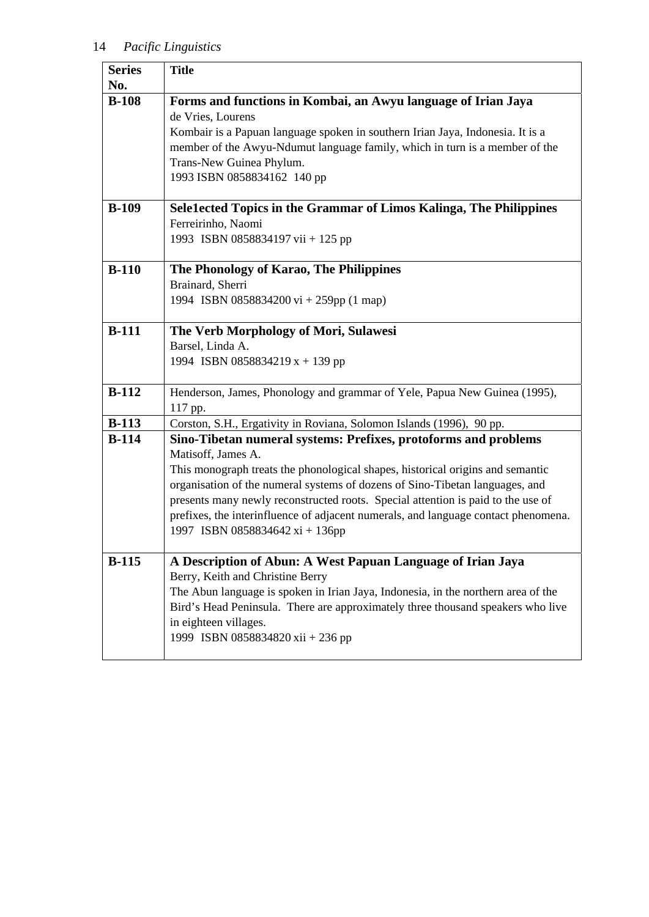| Series No. | Title |
|---|---|
| **B-108** | **Forms and functions in Kombai, an Awyu language of Irian Jaya**<br>de Vries, Lourens<br>Kombair is a Papuan language spoken in southern Irian Jaya, Indonesia. It is a member of the Awyu-Ndumut language family, which in turn is a member of the Trans-New Guinea Phylum.<br>1993 ISBN 0858834162 140 pp |
| **B-109** | **Sele1ected Topics in the Grammar of Limos Kalinga, The Philippines**<br>Ferreirinho, Naomi<br>1993 ISBN 0858834197 vii + 125 pp |
| **B-110** | **The Phonology of Karao, The Philippines**<br>Brainard, Sherri<br>1994 ISBN 0858834200 vi + 259pp (1 map) |
| **B-111** | **The Verb Morphology of Mori, Sulawesi**<br>Barsel, Linda A.<br>1994 ISBN 0858834219 x + 139 pp |
| **B-112** | Henderson, James, Phonology and grammar of Yele, Papua New Guinea (1995), 117 pp. |
| **B-113** | Corston, S.H., Ergativity in Roviana, Solomon Islands (1996), 90 pp. |
| **B-114** | **Sino-Tibetan numeral systems: Prefixes, protoforms and problems**<br>Matisoff, James A.<br>This monograph treats the phonological shapes, historical origins and semantic organisation of the numeral systems of dozens of Sino-Tibetan languages, and presents many newly reconstructed roots. Special attention is paid to the use of prefixes, the interinfluence of adjacent numerals, and language contact phenomena.<br>1997 ISBN 0858834642 xi + 136pp |
| **B-115** | **A Description of Abun: A West Papuan Language of Irian Jaya**<br>Berry, Keith and Christine Berry<br>The Abun language is spoken in Irian Jaya, Indonesia, in the northern area of the Bird's Head Peninsula. There are approximately three thousand speakers who live in eighteen villages.<br>1999 ISBN 0858834820 xii + 236 pp |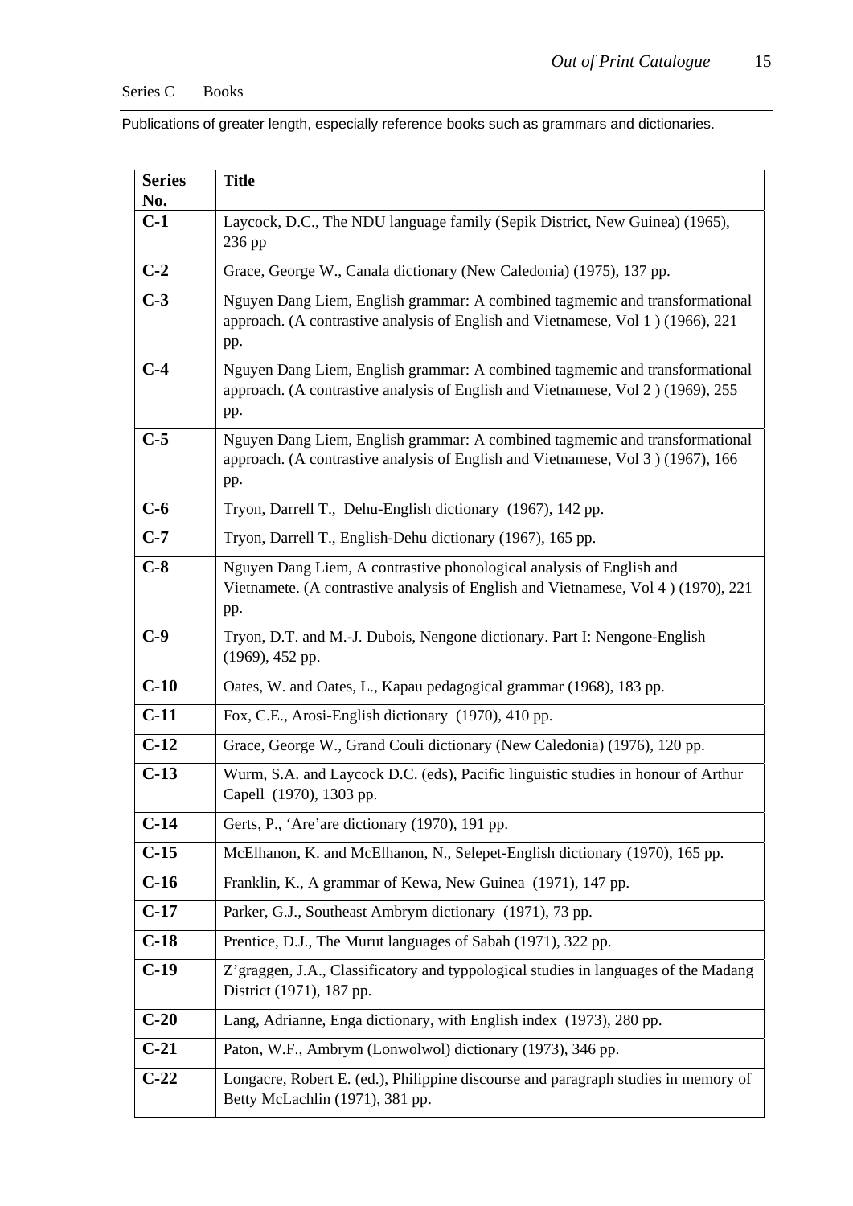Series C Books

Publications of greater length, especially reference books such as grammars and dictionaries.

| Series No. | Title |
|---|---|
| **C-1** | Laycock, D.C., The NDU language family (Sepik District, New Guinea) (1965), 236 pp |
| **C-2** | Grace, George W., Canala dictionary (New Caledonia) (1975), 137 pp. |
| **C-3** | Nguyen Dang Liem, English grammar: A combined tagmemic and transformational approach. (A contrastive analysis of English and Vietnamese, Vol 1 ) (1966), 221 pp. |
| **C-4** | Nguyen Dang Liem, English grammar: A combined tagmemic and transformational approach. (A contrastive analysis of English and Vietnamese, Vol 2 ) (1969), 255 pp. |
| **C-5** | Nguyen Dang Liem, English grammar: A combined tagmemic and transformational approach. (A contrastive analysis of English and Vietnamese, Vol 3 ) (1967), 166 pp. |
| **C-6** | Tryon, Darrell T., Dehu-English dictionary (1967), 142 pp. |
| **C-7** | Tryon, Darrell T., English-Dehu dictionary (1967), 165 pp. |
| **C-8** | Nguyen Dang Liem, A contrastive phonological analysis of English and Vietnamete. (A contrastive analysis of English and Vietnamese, Vol 4 ) (1970), 221 pp. |
| **C-9** | Tryon, D.T. and M.-J. Dubois, Nengone dictionary. Part I: Nengone-English (1969), 452 pp. |
| **C-10** | Oates, W. and Oates, L., Kapau pedagogical grammar (1968), 183 pp. |
| **C-11** | Fox, C.E., Arosi-English dictionary (1970), 410 pp. |
| **C-12** | Grace, George W., Grand Couli dictionary (New Caledonia) (1976), 120 pp. |
| **C-13** | Wurm, S.A. and Laycock D.C. (eds), Pacific linguistic studies in honour of Arthur Capell (1970), 1303 pp. |
| **C-14** | Gerts, P., 'Are'are dictionary (1970), 191 pp. |
| **C-15** | McElhanon, K. and McElhanon, N., Selepet-English dictionary (1970), 165 pp. |
| **C-16** | Franklin, K., A grammar of Kewa, New Guinea (1971), 147 pp. |
| **C-17** | Parker, G.J., Southeast Ambrym dictionary (1971), 73 pp. |
| **C-18** | Prentice, D.J., The Murut languages of Sabah (1971), 322 pp. |
| **C-19** | Z'graggen, J.A., Classificatory and typpological studies in languages of the Madang District (1971), 187 pp. |
| **C-20** | Lang, Adrianne, Enga dictionary, with English index (1973), 280 pp. |
| **C-21** | Paton, W.F., Ambrym (Lonwolwol) dictionary (1973), 346 pp. |
| **C-22** | Longacre, Robert E. (ed.), Philippine discourse and paragraph studies in memory of Betty McLachlin (1971), 381 pp. |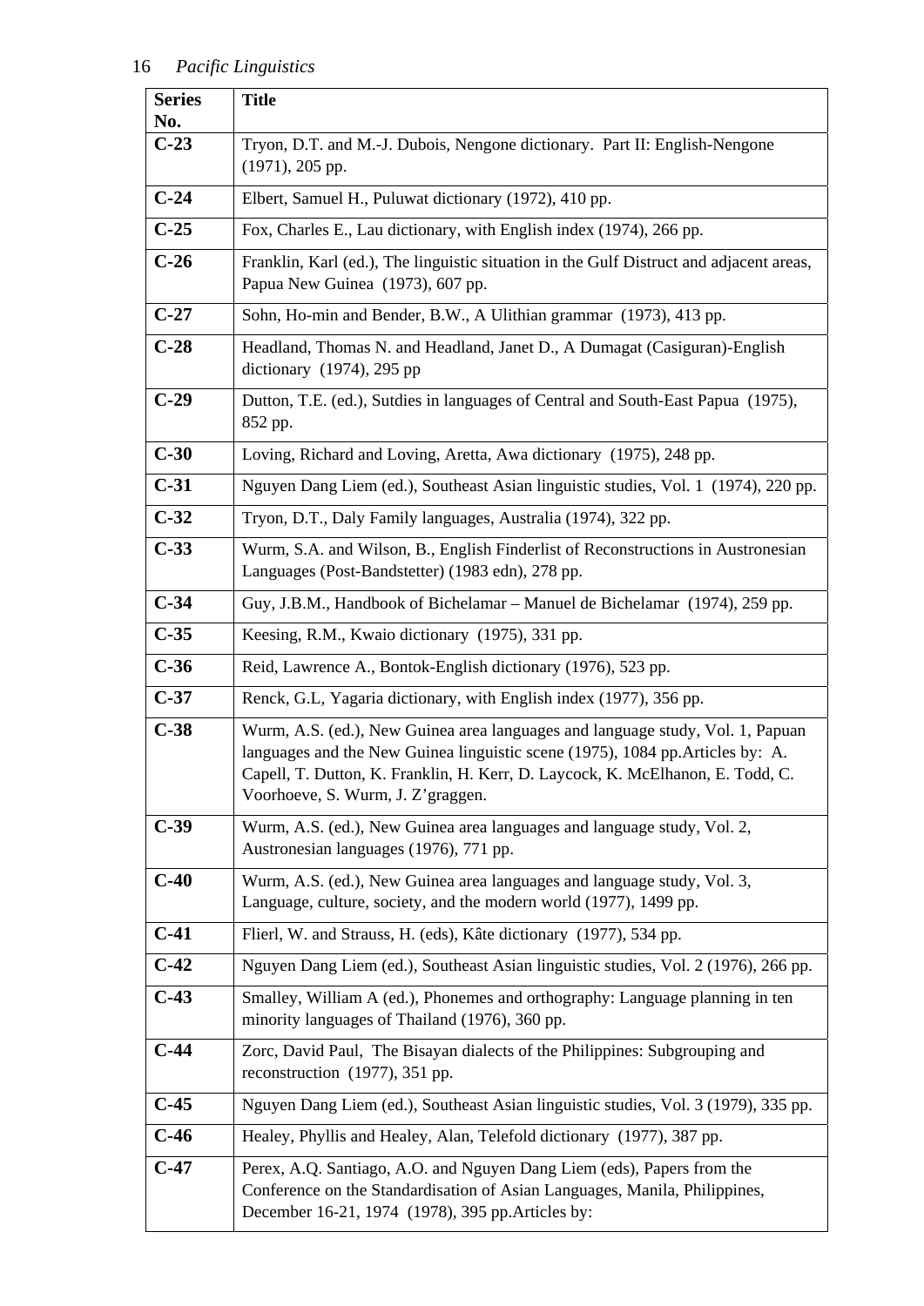| Series No. | Title |
|---|---|
| **C-23** | Tryon, D.T. and M.-J. Dubois, Nengone dictionary. Part II: English-Nengone (1971), 205 pp. |
| **C-24** | Elbert, Samuel H., Puluwat dictionary (1972), 410 pp. |
| **C-25** | Fox, Charles E., Lau dictionary, with English index (1974), 266 pp. |
| **C-26** | Franklin, Karl (ed.), The linguistic situation in the Gulf Distruct and adjacent areas, Papua New Guinea (1973), 607 pp. |
| **C-27** | Sohn, Ho-min and Bender, B.W., A Ulithian grammar (1973), 413 pp. |
| **C-28** | Headland, Thomas N. and Headland, Janet D., A Dumagat (Casiguran)-English dictionary (1974), 295 pp |
| **C-29** | Dutton, T.E. (ed.), Sutdies in languages of Central and South-East Papua (1975), 852 pp. |
| **C-30** | Loving, Richard and Loving, Aretta, Awa dictionary (1975), 248 pp. |
| **C-31** | Nguyen Dang Liem (ed.), Southeast Asian linguistic studies, Vol. 1 (1974), 220 pp. |
| **C-32** | Tryon, D.T., Daly Family languages, Australia (1974), 322 pp. |
| **C-33** | Wurm, S.A. and Wilson, B., English Finderlist of Reconstructions in Austronesian Languages (Post-Bandstetter) (1983 edn), 278 pp. |
| **C-34** | Guy, J.B.M., Handbook of Bichelamar – Manuel de Bichelamar (1974), 259 pp. |
| **C-35** | Keesing, R.M., Kwaio dictionary (1975), 331 pp. |
| **C-36** | Reid, Lawrence A., Bontok-English dictionary (1976), 523 pp. |
| **C-37** | Renck, G.L, Yagaria dictionary, with English index (1977), 356 pp. |
| **C-38** | Wurm, A.S. (ed.), New Guinea area languages and language study, Vol. 1, Papuan languages and the New Guinea linguistic scene (1975), 1084 pp.Articles by: A. Capell, T. Dutton, K. Franklin, H. Kerr, D. Laycock, K. McElhanon, E. Todd, C. Voorhoeve, S. Wurm, J. Z'graggen. |
| **C-39** | Wurm, A.S. (ed.), New Guinea area languages and language study, Vol. 2, Austronesian languages (1976), 771 pp. |
| **C-40** | Wurm, A.S. (ed.), New Guinea area languages and language study, Vol. 3, Language, culture, society, and the modern world (1977), 1499 pp. |
| **C-41** | Flierl, W. and Strauss, H. (eds), Kâte dictionary (1977), 534 pp. |
| **C-42** | Nguyen Dang Liem (ed.), Southeast Asian linguistic studies, Vol. 2 (1976), 266 pp. |
| **C-43** | Smalley, William A (ed.), Phonemes and orthography: Language planning in ten minority languages of Thailand (1976), 360 pp. |
| **C-44** | Zorc, David Paul, The Bisayan dialects of the Philippines: Subgrouping and reconstruction (1977), 351 pp. |
| **C-45** | Nguyen Dang Liem (ed.), Southeast Asian linguistic studies, Vol. 3 (1979), 335 pp. |
| **C-46** | Healey, Phyllis and Healey, Alan, Telefold dictionary (1977), 387 pp. |
| **C-47** | Perex, A.Q. Santiago, A.O. and Nguyen Dang Liem (eds), Papers from the Conference on the Standardisation of Asian Languages, Manila, Philippines, December 16-21, 1974 (1978), 395 pp.Articles by: |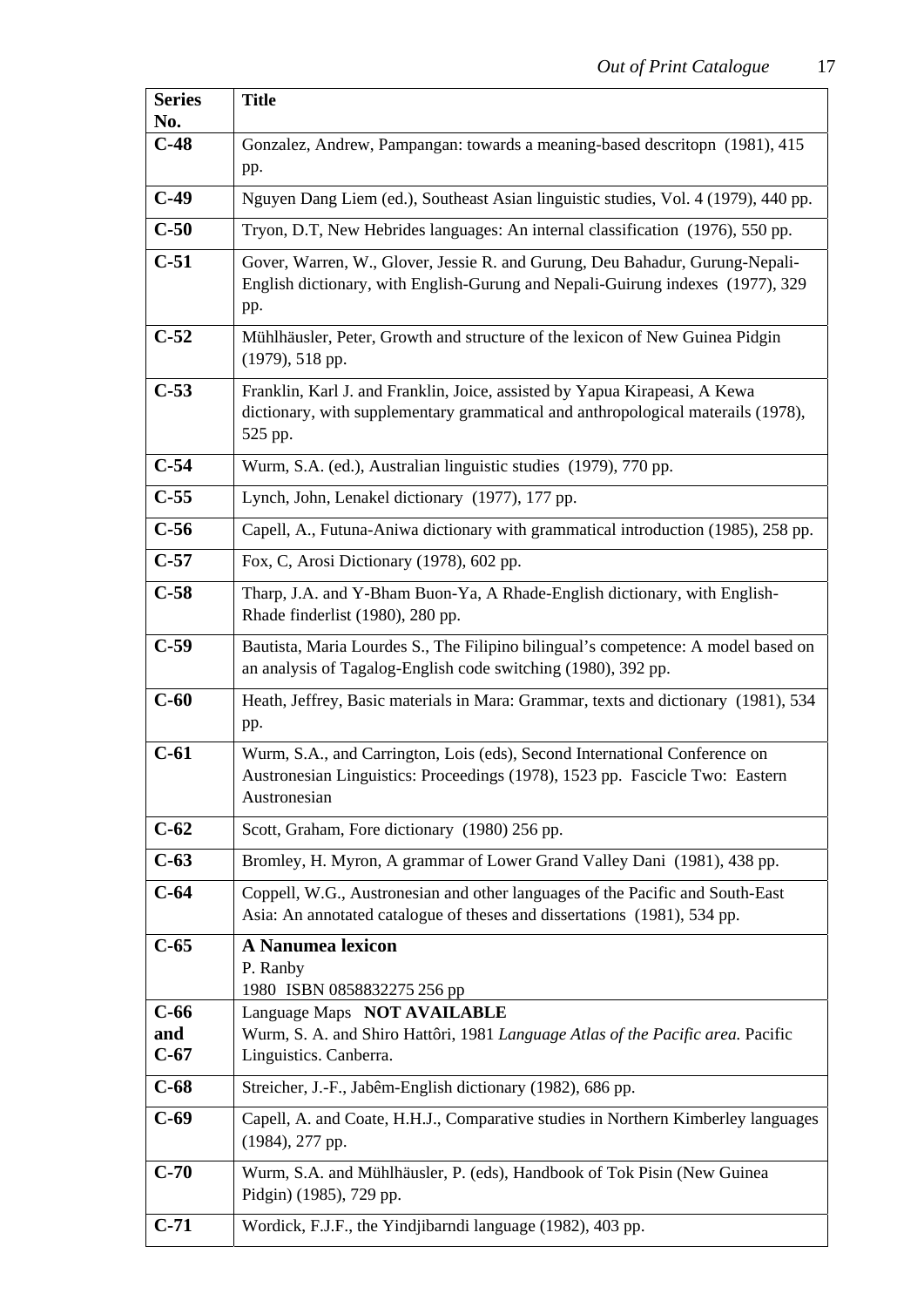| Series No. | Title |
|---|---|
| **C-48** | Gonzalez, Andrew, Pampangan: towards a meaning-based descritopn (1981), 415 pp. |
| **C-49** | Nguyen Dang Liem (ed.), Southeast Asian linguistic studies, Vol. 4 (1979), 440 pp. |
| **C-50** | Tryon, D.T, New Hebrides languages: An internal classification (1976), 550 pp. |
| **C-51** | Gover, Warren, W., Glover, Jessie R. and Gurung, Deu Bahadur, Gurung-Nepali-English dictionary, with English-Gurung and Nepali-Guirung indexes (1977), 329 pp. |
| **C-52** | Mühlhäusler, Peter, Growth and structure of the lexicon of New Guinea Pidgin (1979), 518 pp. |
| **C-53** | Franklin, Karl J. and Franklin, Joice, assisted by Yapua Kirapeasi, A Kewa dictionary, with supplementary grammatical and anthropological materails (1978), 525 pp. |
| **C-54** | Wurm, S.A. (ed.), Australian linguistic studies (1979), 770 pp. |
| **C-55** | Lynch, John, Lenakel dictionary (1977), 177 pp. |
| **C-56** | Capell, A., Futuna-Aniwa dictionary with grammatical introduction (1985), 258 pp. |
| **C-57** | Fox, C, Arosi Dictionary (1978), 602 pp. |
| **C-58** | Tharp, J.A. and Y-Bham Buon-Ya, A Rhade-English dictionary, with English-Rhade finderlist (1980), 280 pp. |
| **C-59** | Bautista, Maria Lourdes S., The Filipino bilingual's competence: A model based on an analysis of Tagalog-English code switching (1980), 392 pp. |
| **C-60** | Heath, Jeffrey, Basic materials in Mara: Grammar, texts and dictionary (1981), 534 pp. |
| **C-61** | Wurm, S.A., and Carrington, Lois (eds), Second International Conference on Austronesian Linguistics: Proceedings (1978), 1523 pp. Fascicle Two: Eastern Austronesian |
| **C-62** | Scott, Graham, Fore dictionary (1980) 256 pp. |
| **C-63** | Bromley, H. Myron, A grammar of Lower Grand Valley Dani (1981), 438 pp. |
| **C-64** | Coppell, W.G., Austronesian and other languages of the Pacific and South-East Asia: An annotated catalogue of theses and dissertations (1981), 534 pp. |
| **C-65** | **A Nanumea lexicon** P. Ranby 1980 ISBN 0858832275 256 pp |
| **C-66 and C-67** | Language Maps **NOT AVAILABLE** Wurm, S. A. and Shiro Hattôri, 1981 *Language Atlas of the Pacific area.* Pacific Linguistics. Canberra. |
| **C-68** | Streicher, J.-F., Jabêm-English dictionary (1982), 686 pp. |
| **C-69** | Capell, A. and Coate, H.H.J., Comparative studies in Northern Kimberley languages (1984), 277 pp. |
| **C-70** | Wurm, S.A. and Mühlhäusler, P. (eds), Handbook of Tok Pisin (New Guinea Pidgin) (1985), 729 pp. |
| **C-71** | Wordick, F.J.F., the Yindjibarndi language (1982), 403 pp. |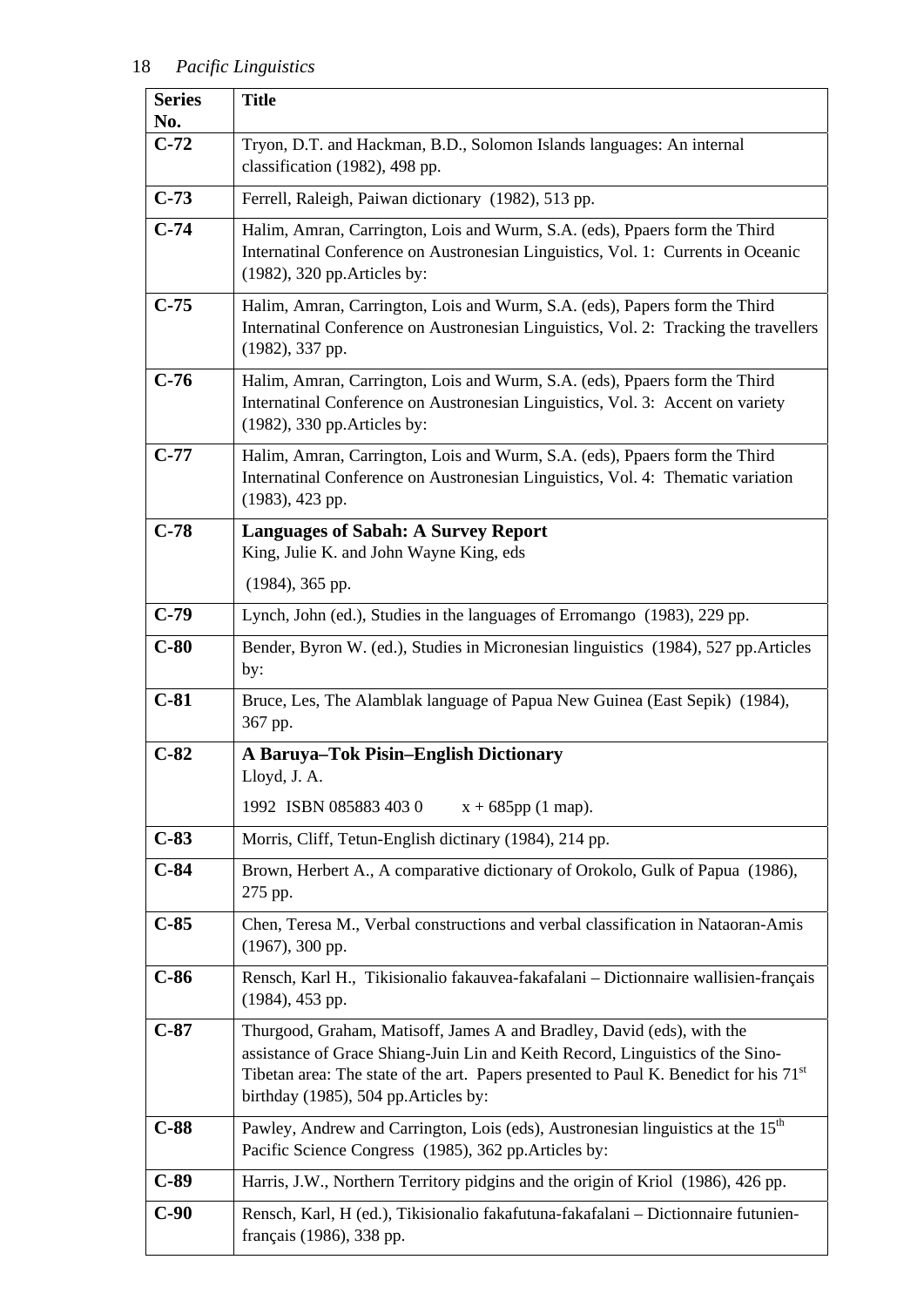| Series No. | Title |
|---|---|
| **C-72** | Tryon, D.T. and Hackman, B.D., Solomon Islands languages: An internal classification (1982), 498 pp. |
| **C-73** | Ferrell, Raleigh, Paiwan dictionary (1982), 513 pp. |
| **C-74** | Halim, Amran, Carrington, Lois and Wurm, S.A. (eds), Ppaers form the Third Internatinal Conference on Austronesian Linguistics, Vol. 1: Currents in Oceanic (1982), 320 pp.Articles by: |
| **C-75** | Halim, Amran, Carrington, Lois and Wurm, S.A. (eds), Papers form the Third Internatinal Conference on Austronesian Linguistics, Vol. 2: Tracking the travellers (1982), 337 pp. |
| **C-76** | Halim, Amran, Carrington, Lois and Wurm, S.A. (eds), Ppaers form the Third Internatinal Conference on Austronesian Linguistics, Vol. 3: Accent on variety (1982), 330 pp.Articles by: |
| **C-77** | Halim, Amran, Carrington, Lois and Wurm, S.A. (eds), Ppaers form the Third Internatinal Conference on Austronesian Linguistics, Vol. 4: Thematic variation (1983), 423 pp. |
| **C-78** | **Languages of Sabah: A Survey Report** King, Julie K. and John Wayne King, eds (1984), 365 pp. |
| **C-79** | Lynch, John (ed.), Studies in the languages of Erromango (1983), 229 pp. |
| **C-80** | Bender, Byron W. (ed.), Studies in Micronesian linguistics (1984), 527 pp.Articles by: |
| **C-81** | Bruce, Les, The Alamblak language of Papua New Guinea (East Sepik) (1984), 367 pp. |
| **C-82** | **A Baruya–Tok Pisin–English Dictionary** Lloyd, J. A. 1992 ISBN 085883 403 0 x + 685pp (1 map). |
| **C-83** | Morris, Cliff, Tetun-English dictinary (1984), 214 pp. |
| **C-84** | Brown, Herbert A., A comparative dictionary of Orokolo, Gulk of Papua (1986), 275 pp. |
| **C-85** | Chen, Teresa M., Verbal constructions and verbal classification in Nataoran-Amis (1967), 300 pp. |
| **C-86** | Rensch, Karl H., Tikisionalio fakauvea-fakafalani – Dictionnaire wallisien-français (1984), 453 pp. |
| **C-87** | Thurgood, Graham, Matisoff, James A and Bradley, David (eds), with the assistance of Grace Shiang-Juin Lin and Keith Record, Linguistics of the Sino-Tibetan area: The state of the art. Papers presented to Paul K. Benedict for his 71st birthday (1985), 504 pp.Articles by: |
| **C-88** | Pawley, Andrew and Carrington, Lois (eds), Austronesian linguistics at the 15th Pacific Science Congress (1985), 362 pp.Articles by: |
| **C-89** | Harris, J.W., Northern Territory pidgins and the origin of Kriol (1986), 426 pp. |
| **C-90** | Rensch, Karl, H (ed.), Tikisionalio fakafutuna-fakafalani – Dictionnaire futunien-français (1986), 338 pp. |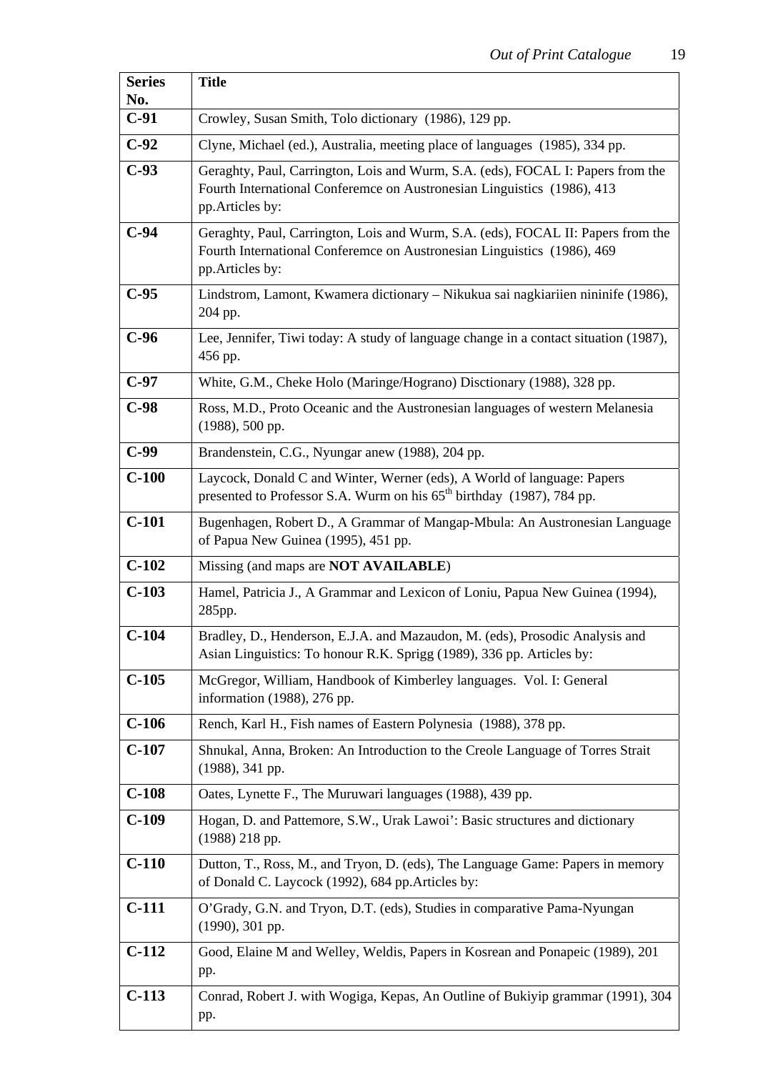| Series No. | Title |
|---|---|
| **C-91** | Crowley, Susan Smith, Tolo dictionary (1986), 129 pp. |
| **C-92** | Clyne, Michael (ed.), Australia, meeting place of languages (1985), 334 pp. |
| **C-93** | Geraghty, Paul, Carrington, Lois and Wurm, S.A. (eds), FOCAL I: Papers from the Fourth International Conferemce on Austronesian Linguistics (1986), 413 pp.Articles by: |
| **C-94** | Geraghty, Paul, Carrington, Lois and Wurm, S.A. (eds), FOCAL II: Papers from the Fourth International Conferemce on Austronesian Linguistics (1986), 469 pp.Articles by: |
| **C-95** | Lindstrom, Lamont, Kwamera dictionary – Nikukua sai nagkiariien nininife (1986), 204 pp. |
| **C-96** | Lee, Jennifer, Tiwi today: A study of language change in a contact situation (1987), 456 pp. |
| **C-97** | White, G.M., Cheke Holo (Maringe/Hograno) Disctionary (1988), 328 pp. |
| **C-98** | Ross, M.D., Proto Oceanic and the Austronesian languages of western Melanesia (1988), 500 pp. |
| **C-99** | Brandenstein, C.G., Nyungar anew (1988), 204 pp. |
| **C-100** | Laycock, Donald C and Winter, Werner (eds), A World of language: Papers presented to Professor S.A. Wurm on his 65th birthday (1987), 784 pp. |
| **C-101** | Bugenhagen, Robert D., A Grammar of Mangap-Mbula: An Austronesian Language of Papua New Guinea (1995), 451 pp. |
| **C-102** | Missing (and maps are **NOT AVAILABLE**) |
| **C-103** | Hamel, Patricia J., A Grammar and Lexicon of Loniu, Papua New Guinea (1994), 285pp. |
| **C-104** | Bradley, D., Henderson, E.J.A. and Mazaudon, M. (eds), Prosodic Analysis and Asian Linguistics: To honour R.K. Sprigg (1989), 336 pp. Articles by: |
| **C-105** | McGregor, William, Handbook of Kimberley languages. Vol. I: General information (1988), 276 pp. |
| **C-106** | Rench, Karl H., Fish names of Eastern Polynesia (1988), 378 pp. |
| **C-107** | Shnukal, Anna, Broken: An Introduction to the Creole Language of Torres Strait (1988), 341 pp. |
| **C-108** | Oates, Lynette F., The Muruwari languages (1988), 439 pp. |
| **C-109** | Hogan, D. and Pattemore, S.W., Urak Lawoi': Basic structures and dictionary (1988) 218 pp. |
| **C-110** | Dutton, T., Ross, M., and Tryon, D. (eds), The Language Game: Papers in memory of Donald C. Laycock (1992), 684 pp.Articles by: |
| **C-111** | O'Grady, G.N. and Tryon, D.T. (eds), Studies in comparative Pama-Nyungan (1990), 301 pp. |
| **C-112** | Good, Elaine M and Welley, Weldis, Papers in Kosrean and Ponapeic (1989), 201 pp. |
| **C-113** | Conrad, Robert J. with Wogiga, Kepas, An Outline of Bukiyip grammar (1991), 304 pp. |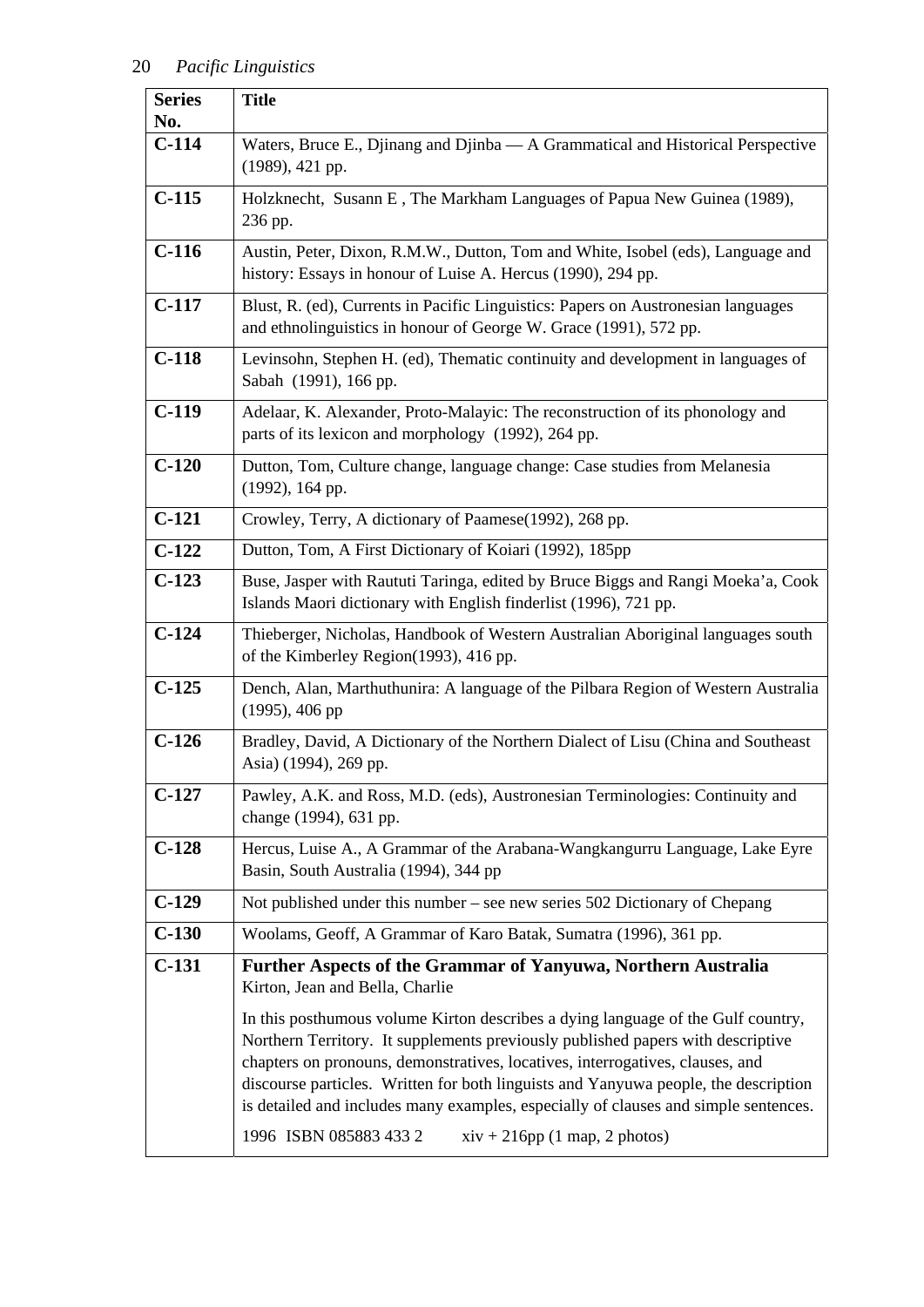| Series No. | Title |
|---|---|
| C-114 | Waters, Bruce E., Djinang and Djinba — A Grammatical and Historical Perspective (1989), 421 pp. |
| C-115 | Holzknecht, Susann E , The Markham Languages of Papua New Guinea (1989), 236 pp. |
| C-116 | Austin, Peter, Dixon, R.M.W., Dutton, Tom and White, Isobel (eds), Language and history: Essays in honour of Luise A. Hercus (1990), 294 pp. |
| C-117 | Blust, R. (ed), Currents in Pacific Linguistics: Papers on Austronesian languages and ethnolinguistics in honour of George W. Grace (1991), 572 pp. |
| C-118 | Levinsohn, Stephen H. (ed), Thematic continuity and development in languages of Sabah (1991), 166 pp. |
| C-119 | Adelaar, K. Alexander, Proto-Malayic: The reconstruction of its phonology and parts of its lexicon and morphology (1992), 264 pp. |
| C-120 | Dutton, Tom, Culture change, language change: Case studies from Melanesia (1992), 164 pp. |
| C-121 | Crowley, Terry, A dictionary of Paamese(1992), 268 pp. |
| C-122 | Dutton, Tom, A First Dictionary of Koiari (1992), 185pp |
| C-123 | Buse, Jasper with Raututi Taringa, edited by Bruce Biggs and Rangi Moeka'a, Cook Islands Maori dictionary with English finderlist (1996), 721 pp. |
| C-124 | Thieberger, Nicholas, Handbook of Western Australian Aboriginal languages south of the Kimberley Region(1993), 416 pp. |
| C-125 | Dench, Alan, Marthuthunira: A language of the Pilbara Region of Western Australia (1995), 406 pp |
| C-126 | Bradley, David, A Dictionary of the Northern Dialect of Lisu (China and Southeast Asia) (1994), 269 pp. |
| C-127 | Pawley, A.K. and Ross, M.D. (eds), Austronesian Terminologies: Continuity and change (1994), 631 pp. |
| C-128 | Hercus, Luise A., A Grammar of the Arabana-Wangkangurru Language, Lake Eyre Basin, South Australia (1994), 344 pp |
| C-129 | Not published under this number – see new series 502 Dictionary of Chepang |
| C-130 | Woolams, Geoff, A Grammar of Karo Batak, Sumatra (1996), 361 pp. |
| C-131 | **Further Aspects of the Grammar of Yanyuwa, Northern Australia** Kirton, Jean and Bella, Charlie<br><br>In this posthumous volume Kirton describes a dying language of the Gulf country, Northern Territory. It supplements previously published papers with descriptive chapters on pronouns, demonstratives, locatives, interrogatives, clauses, and discourse particles. Written for both linguists and Yanyuwa people, the description is detailed and includes many examples, especially of clauses and simple sentences.<br><br>1996 ISBN 085883 433 2 xiv + 216pp (1 map, 2 photos) |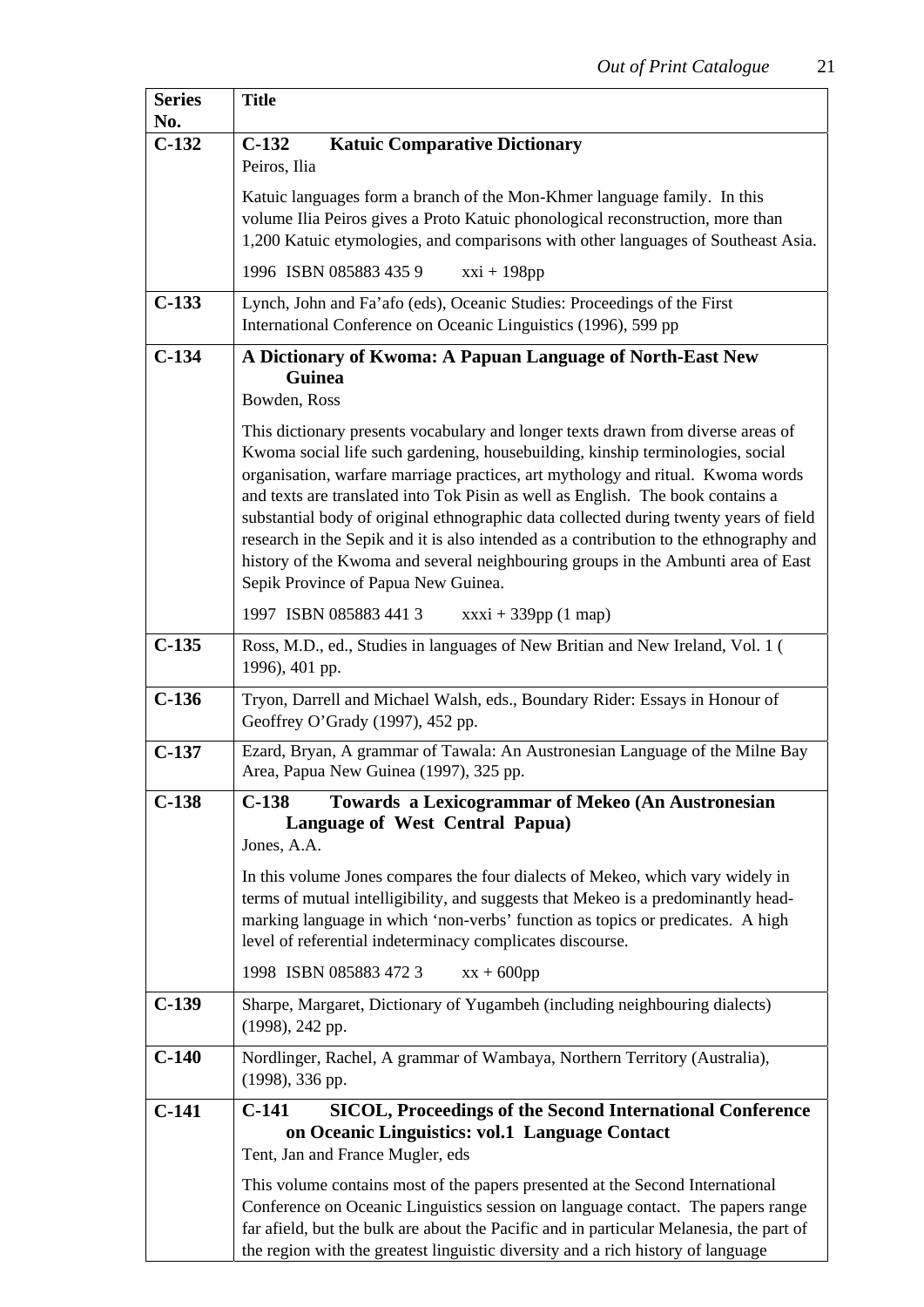| Series No. | Title |
|---|---|
| C-132 | **C-132 Katuic Comparative Dictionary**<br>Peiros, Ilia<br><br>Katuic languages form a branch of the Mon-Khmer language family. In this volume Ilia Peiros gives a Proto Katuic phonological reconstruction, more than 1,200 Katuic etymologies, and comparisons with other languages of Southeast Asia.<br><br>1996 ISBN 085883 435 9 xxi + 198pp |
| C-133 | Lynch, John and Fa'afo (eds), Oceanic Studies: Proceedings of the First International Conference on Oceanic Linguistics (1996), 599 pp |
| C-134 | **A Dictionary of Kwoma: A Papuan Language of North-East New Guinea**<br>Bowden, Ross<br><br>This dictionary presents vocabulary and longer texts drawn from diverse areas of Kwoma social life such gardening, housebuilding, kinship terminologies, social organisation, warfare marriage practices, art mythology and ritual. Kwoma words and texts are translated into Tok Pisin as well as English. The book contains a substantial body of original ethnographic data collected during twenty years of field research in the Sepik and it is also intended as a contribution to the ethnography and history of the Kwoma and several neighbouring groups in the Ambunti area of East Sepik Province of Papua New Guinea.<br><br>1997 ISBN 085883 441 3 xxxi + 339pp (1 map) |
| C-135 | Ross, M.D., ed., Studies in languages of New Britian and New Ireland, Vol. 1 ( 1996), 401 pp. |
| C-136 | Tryon, Darrell and Michael Walsh, eds., Boundary Rider: Essays in Honour of Geoffrey O'Grady (1997), 452 pp. |
| C-137 | Ezard, Bryan, A grammar of Tawala: An Austronesian Language of the Milne Bay Area, Papua New Guinea (1997), 325 pp. |
| C-138 | **C-138 Towards a Lexicogrammar of Mekeo (An Austronesian Language of West Central Papua)**<br>Jones, A.A.<br><br>In this volume Jones compares the four dialects of Mekeo, which vary widely in terms of mutual intelligibility, and suggests that Mekeo is a predominantly head-marking language in which 'non-verbs' function as topics or predicates. A high level of referential indeterminacy complicates discourse.<br><br>1998 ISBN 085883 472 3 xx + 600pp |
| C-139 | Sharpe, Margaret, Dictionary of Yugambeh (including neighbouring dialects) (1998), 242 pp. |
| C-140 | Nordlinger, Rachel, A grammar of Wambaya, Northern Territory (Australia), (1998), 336 pp. |
| C-141 | **C-141 SICOL, Proceedings of the Second International Conference on Oceanic Linguistics: vol.1 Language Contact**<br>Tent, Jan and France Mugler, eds<br><br>This volume contains most of the papers presented at the Second International Conference on Oceanic Linguistics session on language contact. The papers range far afield, but the bulk are about the Pacific and in particular Melanesia, the part of the region with the greatest linguistic diversity and a rich history of language |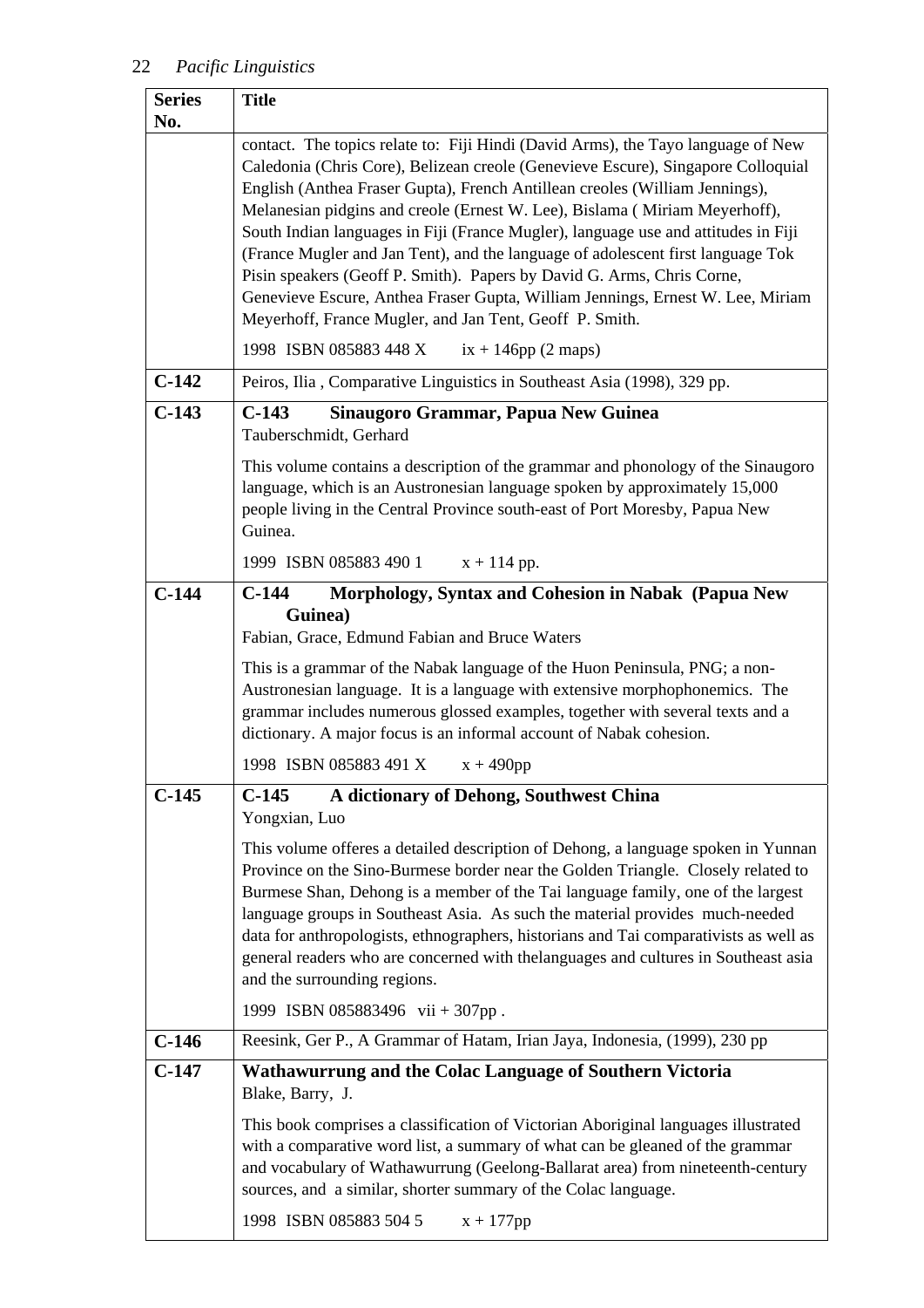| Series No. | Title |
|---|---|
| | contact. The topics relate to: Fiji Hindi (David Arms), the Tayo language of New Caledonia (Chris Core), Belizean creole (Genevieve Escure), Singapore Colloquial English (Anthea Fraser Gupta), French Antillean creoles (William Jennings), Melanesian pidgins and creole (Ernest W. Lee), Bislama ( Miriam Meyerhoff), South Indian languages in Fiji (France Mugler), language use and attitudes in Fiji (France Mugler and Jan Tent), and the language of adolescent first language Tok Pisin speakers (Geoff P. Smith). Papers by David G. Arms, Chris Corne, Genevieve Escure, Anthea Fraser Gupta, William Jennings, Ernest W. Lee, Miriam Meyerhoff, France Mugler, and Jan Tent, Geoff P. Smith.<br><br>1998 ISBN 085883 448 X ix + 146pp (2 maps) |
| **C-142** | Peiros, Ilia , Comparative Linguistics in Southeast Asia (1998), 329 pp. |
| **C-143** | **C-143 Sinaugoro Grammar, Papua New Guinea**<br>Tauberschmidt, Gerhard<br><br>This volume contains a description of the grammar and phonology of the Sinaugoro language, which is an Austronesian language spoken by approximately 15,000 people living in the Central Province south-east of Port Moresby, Papua New Guinea.<br><br>1999 ISBN 085883 490 1 x + 114 pp. |
| **C-144** | **C-144 Morphology, Syntax and Cohesion in Nabak (Papua New Guinea)**<br>Fabian, Grace, Edmund Fabian and Bruce Waters<br><br>This is a grammar of the Nabak language of the Huon Peninsula, PNG; a non-Austronesian language. It is a language with extensive morphophonemics. The grammar includes numerous glossed examples, together with several texts and a dictionary. A major focus is an informal account of Nabak cohesion.<br><br>1998 ISBN 085883 491 X x + 490pp |
| **C-145** | **C-145 A dictionary of Dehong, Southwest China**<br>Yongxian, Luo<br><br>This volume offeres a detailed description of Dehong, a language spoken in Yunnan Province on the Sino-Burmese border near the Golden Triangle. Closely related to Burmese Shan, Dehong is a member of the Tai language family, one of the largest language groups in Southeast Asia. As such the material provides much-needed data for anthropologists, ethnographers, historians and Tai comparativists as well as general readers who are concerned with thelanguages and cultures in Southeast asia and the surrounding regions.<br><br>1999 ISBN 085883496 vii + 307pp . |
| **C-146** | Reesink, Ger P., A Grammar of Hatam, Irian Jaya, Indonesia, (1999), 230 pp |
| **C-147** | **Wathawurrung and the Colac Language of Southern Victoria**<br>Blake, Barry, J.<br><br>This book comprises a classification of Victorian Aboriginal languages illustrated with a comparative word list, a summary of what can be gleaned of the grammar and vocabulary of Wathawurrung (Geelong-Ballarat area) from nineteenth-century sources, and a similar, shorter summary of the Colac language.<br><br>1998 ISBN 085883 504 5 x + 177pp |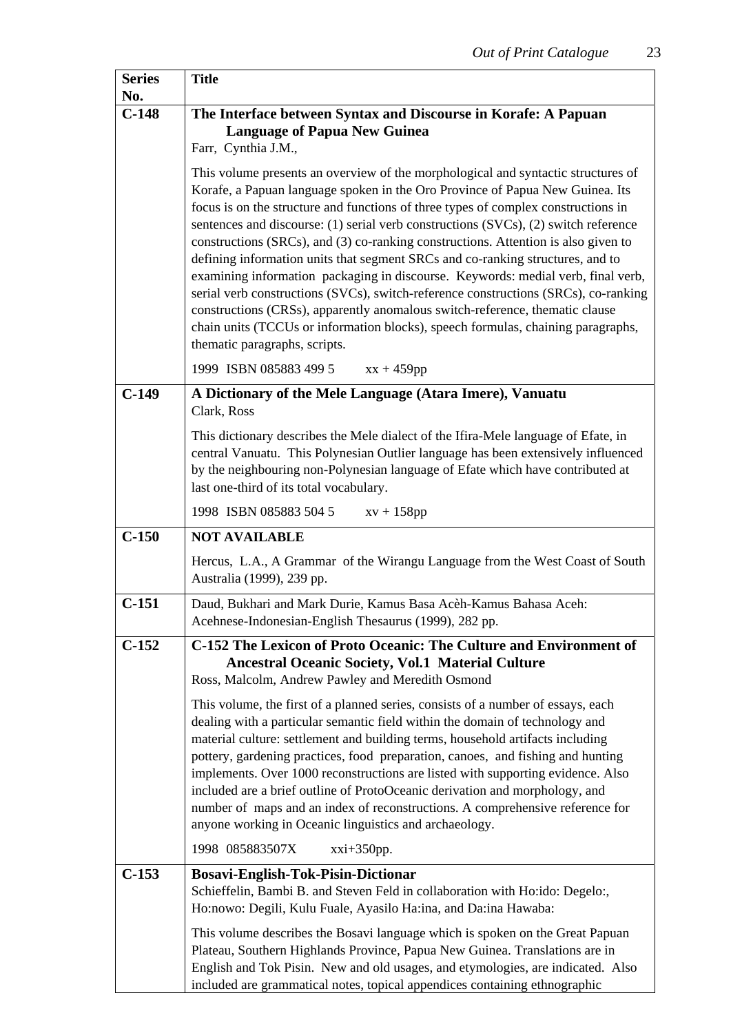| Series No. | Title |
|---|---|
| C-148 | **The Interface between Syntax and Discourse in Korafe: A Papuan Language of Papua New Guinea**<br>Farr, Cynthia J.M.,<br><br>This volume presents an overview of the morphological and syntactic structures of Korafe, a Papuan language spoken in the Oro Province of Papua New Guinea. Its focus is on the structure and functions of three types of complex constructions in sentences and discourse: (1) serial verb constructions (SVCs), (2) switch reference constructions (SRCs), and (3) co-ranking constructions. Attention is also given to defining information units that segment SRCs and co-ranking structures, and to examining information packaging in discourse. Keywords: medial verb, final verb, serial verb constructions (SVCs), switch-reference constructions (SRCs), co-ranking constructions (CRSs), apparently anomalous switch-reference, thematic clause chain units (TCCUs or information blocks), speech formulas, chaining paragraphs, thematic paragraphs, scripts.<br><br>1999 ISBN 085883 499 5 xx + 459pp |
| C-149 | **A Dictionary of the Mele Language (Atara Imere), Vanuatu**<br>Clark, Ross<br><br>This dictionary describes the Mele dialect of the Ifira-Mele language of Efate, in central Vanuatu. This Polynesian Outlier language has been extensively influenced by the neighbouring non-Polynesian language of Efate which have contributed at last one-third of its total vocabulary.<br><br>1998 ISBN 085883 504 5 xv + 158pp |
| C-150 | **NOT AVAILABLE**<br><br>Hercus, L.A., A Grammar of the Wirangu Language from the West Coast of South Australia (1999), 239 pp. |
| C-151 | Daud, Bukhari and Mark Durie, Kamus Basa Acèh-Kamus Bahasa Aceh: Acehnese-Indonesian-English Thesaurus (1999), 282 pp. |
| C-152 | **C-152 The Lexicon of Proto Oceanic: The Culture and Environment of Ancestral Oceanic Society, Vol.1 Material Culture**<br>Ross, Malcolm, Andrew Pawley and Meredith Osmond<br><br>This volume, the first of a planned series, consists of a number of essays, each dealing with a particular semantic field within the domain of technology and material culture: settlement and building terms, household artifacts including pottery, gardening practices, food preparation, canoes, and fishing and hunting implements. Over 1000 reconstructions are listed with supporting evidence. Also included are a brief outline of ProtoOceanic derivation and morphology, and number of maps and an index of reconstructions. A comprehensive reference for anyone working in Oceanic linguistics and archaeology.<br><br>1998 085883507X xxi+350pp. |
| C-153 | **Bosavi-English-Tok-Pisin-Dictionar**<br>Schieffelin, Bambi B. and Steven Feld in collaboration with Ho:ido: Degelo:, Ho:nowo: Degili, Kulu Fuale, Ayasilo Ha:ina, and Da:ina Hawaba:<br><br>This volume describes the Bosavi language which is spoken on the Great Papuan Plateau, Southern Highlands Province, Papua New Guinea. Translations are in English and Tok Pisin. New and old usages, and etymologies, are indicated. Also included are grammatical notes, topical appendices containing ethnographic |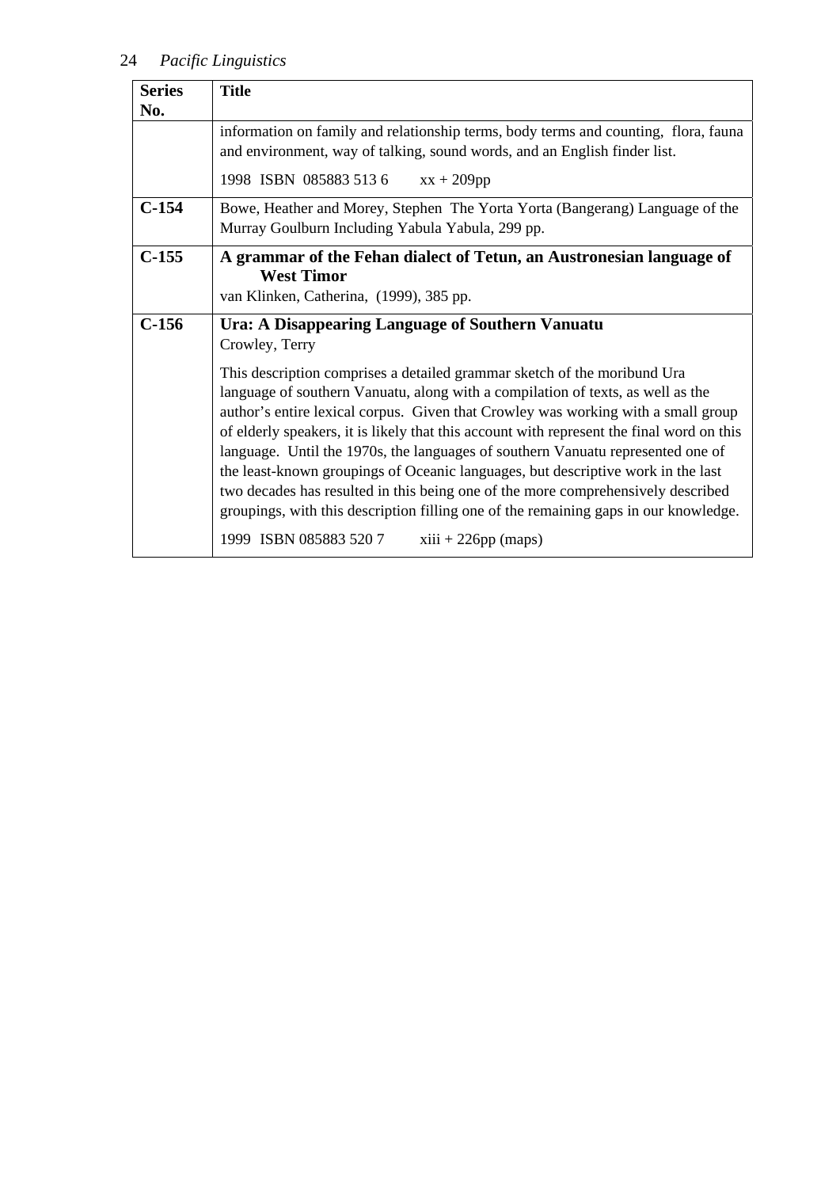| Series No. | Title |
|---|---|
| | information on family and relationship terms, body terms and counting, flora, fauna and environment, way of talking, sound words, and an English finder list.<br><br>1998 ISBN 085883 513 6 xx + 209pp |
| **C-154** | Bowe, Heather and Morey, Stephen The Yorta Yorta (Bangerang) Language of the Murray Goulburn Including Yabula Yabula, 299 pp. |
| **C-155** | **A grammar of the Fehan dialect of Tetun, an Austronesian language of West Timor**<br>van Klinken, Catherina, (1999), 385 pp. |
| **C-156** | **Ura: A Disappearing Language of Southern Vanuatu**<br>Crowley, Terry<br><br>This description comprises a detailed grammar sketch of the moribund Ura language of southern Vanuatu, along with a compilation of texts, as well as the author's entire lexical corpus. Given that Crowley was working with a small group of elderly speakers, it is likely that this account with represent the final word on this language. Until the 1970s, the languages of southern Vanuatu represented one of the least-known groupings of Oceanic languages, but descriptive work in the last two decades has resulted in this being one of the more comprehensively described groupings, with this description filling one of the remaining gaps in our knowledge.<br><br>1999 ISBN 085883 520 7 xiii + 226pp (maps) |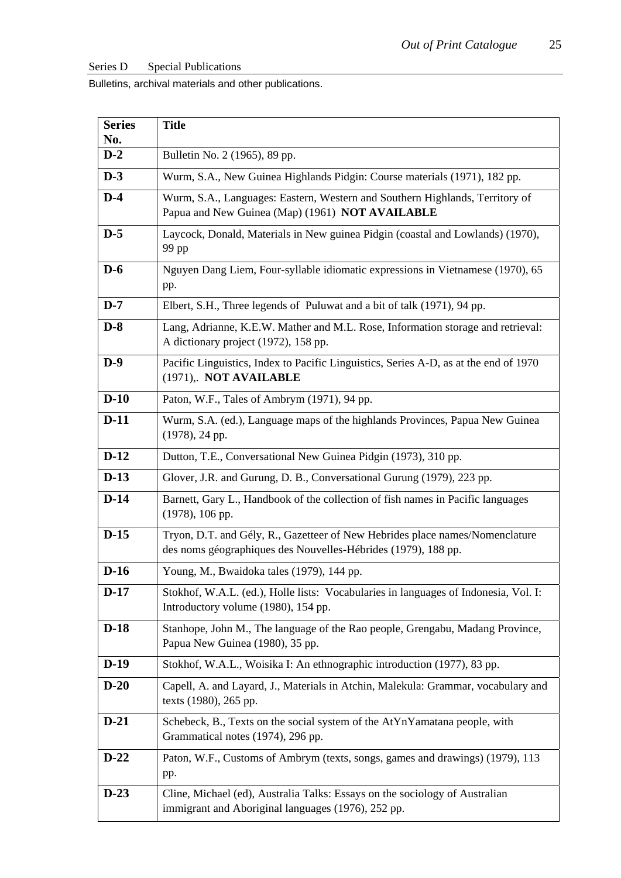Series D Special Publications

Bulletins, archival materials and other publications.

| Series No. | Title |
|---|---|
| **D-2** | Bulletin No. 2 (1965), 89 pp. |
| **D-3** | Wurm, S.A., New Guinea Highlands Pidgin: Course materials (1971), 182 pp. |
| **D-4** | Wurm, S.A., Languages: Eastern, Western and Southern Highlands, Territory of Papua and New Guinea (Map) (1961) **NOT AVAILABLE** |
| **D-5** | Laycock, Donald, Materials in New guinea Pidgin (coastal and Lowlands) (1970), 99 pp |
| **D-6** | Nguyen Dang Liem, Four-syllable idiomatic expressions in Vietnamese (1970), 65 pp. |
| **D-7** | Elbert, S.H., Three legends of Puluwat and a bit of talk (1971), 94 pp. |
| **D-8** | Lang, Adrianne, K.E.W. Mather and M.L. Rose, Information storage and retrieval: A dictionary project (1972), 158 pp. |
| **D-9** | Pacific Linguistics, Index to Pacific Linguistics, Series A-D, as at the end of 1970 (1971),. **NOT AVAILABLE** |
| **D-10** | Paton, W.F., Tales of Ambrym (1971), 94 pp. |
| **D-11** | Wurm, S.A. (ed.), Language maps of the highlands Provinces, Papua New Guinea (1978), 24 pp. |
| **D-12** | Dutton, T.E., Conversational New Guinea Pidgin (1973), 310 pp. |
| **D-13** | Glover, J.R. and Gurung, D. B., Conversational Gurung (1979), 223 pp. |
| **D-14** | Barnett, Gary L., Handbook of the collection of fish names in Pacific languages (1978), 106 pp. |
| **D-15** | Tryon, D.T. and Gély, R., Gazetteer of New Hebrides place names/Nomenclature des noms géographiques des Nouvelles-Hébrides (1979), 188 pp. |
| **D-16** | Young, M., Bwaidoka tales (1979), 144 pp. |
| **D-17** | Stokhof, W.A.L. (ed.), Holle lists: Vocabularies in languages of Indonesia, Vol. I: Introductory volume (1980), 154 pp. |
| **D-18** | Stanhope, John M., The language of the Rao people, Grengabu, Madang Province, Papua New Guinea (1980), 35 pp. |
| **D-19** | Stokhof, W.A.L., Woisika I: An ethnographic introduction (1977), 83 pp. |
| **D-20** | Capell, A. and Layard, J., Materials in Atchin, Malekula: Grammar, vocabulary and texts (1980), 265 pp. |
| **D-21** | Schebeck, B., Texts on the social system of the AtYnYamatana people, with Grammatical notes (1974), 296 pp. |
| **D-22** | Paton, W.F., Customs of Ambrym (texts, songs, games and drawings) (1979), 113 pp. |
| **D-23** | Cline, Michael (ed), Australia Talks: Essays on the sociology of Australian immigrant and Aboriginal languages (1976), 252 pp. |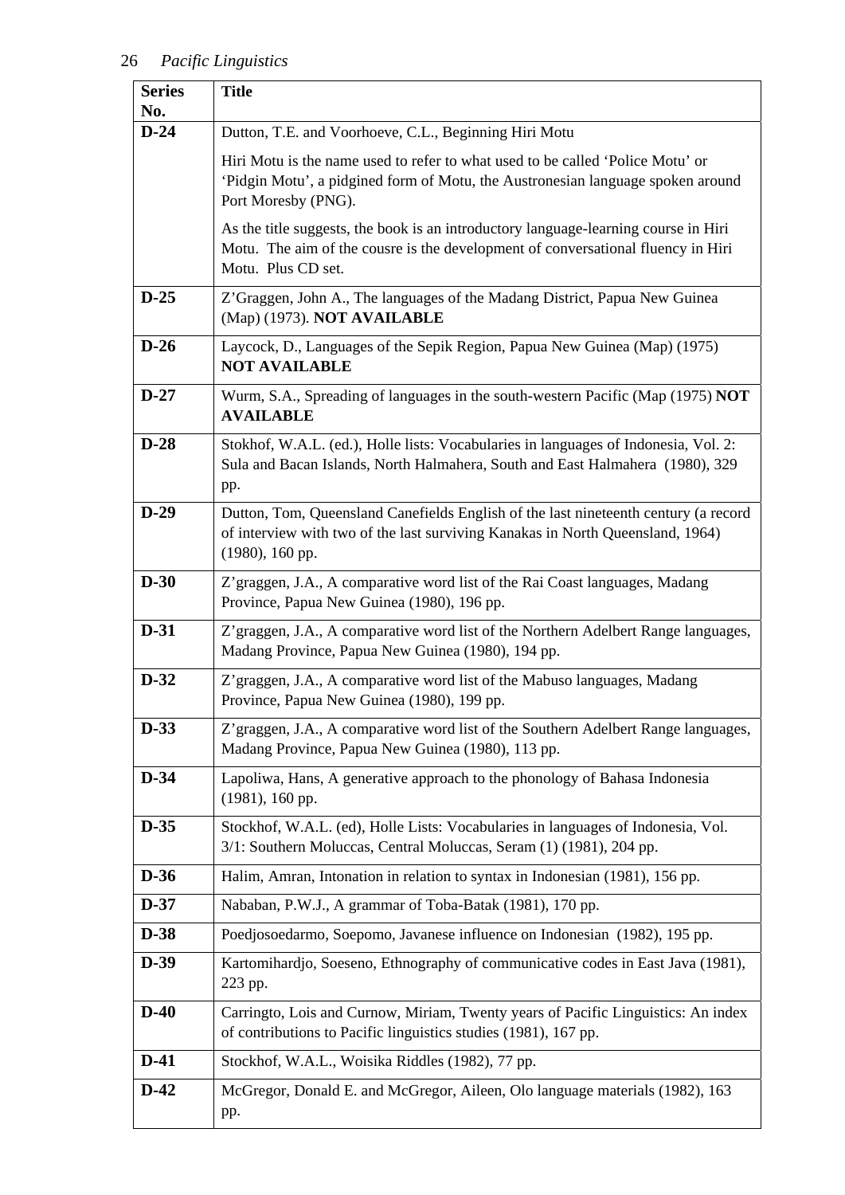| Series No. | Title |
|---|---|
| **D-24** | Dutton, T.E. and Voorhoeve, C.L., Beginning Hiri Motu<br><br>Hiri Motu is the name used to refer to what used to be called 'Police Motu' or 'Pidgin Motu', a pidgined form of Motu, the Austronesian language spoken around Port Moresby (PNG).<br><br>As the title suggests, the book is an introductory language-learning course in Hiri Motu. The aim of the cousre is the development of conversational fluency in Hiri Motu. Plus CD set. |
| **D-25** | Z'Graggen, John A., The languages of the Madang District, Papua New Guinea (Map) (1973). **NOT AVAILABLE** |
| **D-26** | Laycock, D., Languages of the Sepik Region, Papua New Guinea (Map) (1975) **NOT AVAILABLE** |
| **D-27** | Wurm, S.A., Spreading of languages in the south-western Pacific (Map (1975) **NOT AVAILABLE** |
| **D-28** | Stokhof, W.A.L. (ed.), Holle lists: Vocabularies in languages of Indonesia, Vol. 2: Sula and Bacan Islands, North Halmahera, South and East Halmahera (1980), 329 pp. |
| **D-29** | Dutton, Tom, Queensland Canefields English of the last nineteenth century (a record of interview with two of the last surviving Kanakas in North Queensland, 1964) (1980), 160 pp. |
| **D-30** | Z'graggen, J.A., A comparative word list of the Rai Coast languages, Madang Province, Papua New Guinea (1980), 196 pp. |
| **D-31** | Z'graggen, J.A., A comparative word list of the Northern Adelbert Range languages, Madang Province, Papua New Guinea (1980), 194 pp. |
| **D-32** | Z'graggen, J.A., A comparative word list of the Mabuso languages, Madang Province, Papua New Guinea (1980), 199 pp. |
| **D-33** | Z'graggen, J.A., A comparative word list of the Southern Adelbert Range languages, Madang Province, Papua New Guinea (1980), 113 pp. |
| **D-34** | Lapoliwa, Hans, A generative approach to the phonology of Bahasa Indonesia (1981), 160 pp. |
| **D-35** | Stockhof, W.A.L. (ed), Holle Lists: Vocabularies in languages of Indonesia, Vol. 3/1: Southern Moluccas, Central Moluccas, Seram (1) (1981), 204 pp. |
| **D-36** | Halim, Amran, Intonation in relation to syntax in Indonesian (1981), 156 pp. |
| **D-37** | Nababan, P.W.J., A grammar of Toba-Batak (1981), 170 pp. |
| **D-38** | Poedjosoedarmo, Soepomo, Javanese influence on Indonesian (1982), 195 pp. |
| **D-39** | Kartomihardjo, Soeseno, Ethnography of communicative codes in East Java (1981), 223 pp. |
| **D-40** | Carringto, Lois and Curnow, Miriam, Twenty years of Pacific Linguistics: An index of contributions to Pacific linguistics studies (1981), 167 pp. |
| **D-41** | Stockhof, W.A.L., Woisika Riddles (1982), 77 pp. |
| **D-42** | McGregor, Donald E. and McGregor, Aileen, Olo language materials (1982), 163 pp. |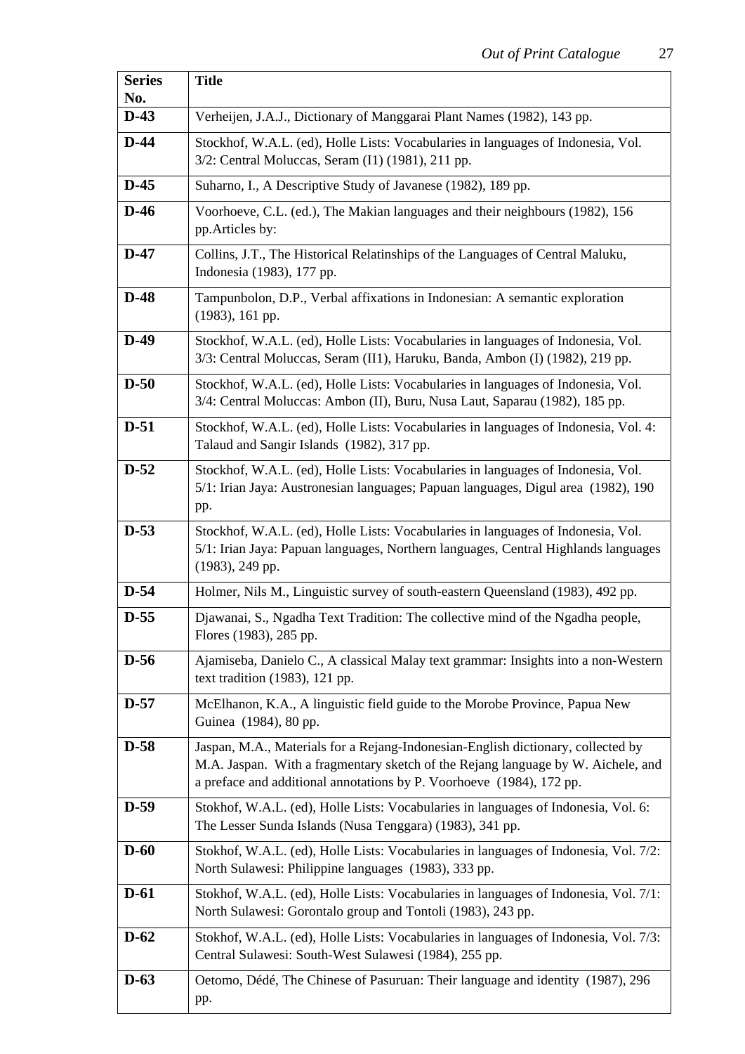| Series No. | Title |
|---|---|
| **D-43** | Verheijen, J.A.J., Dictionary of Manggarai Plant Names (1982), 143 pp. |
| **D-44** | Stockhof, W.A.L. (ed), Holle Lists: Vocabularies in languages of Indonesia, Vol. 3/2: Central Moluccas, Seram (I1) (1981), 211 pp. |
| **D-45** | Suharno, I., A Descriptive Study of Javanese (1982), 189 pp. |
| **D-46** | Voorhoeve, C.L. (ed.), The Makian languages and their neighbours (1982), 156 pp.Articles by: |
| **D-47** | Collins, J.T., The Historical Relatinships of the Languages of Central Maluku, Indonesia (1983), 177 pp. |
| **D-48** | Tampunbolon, D.P., Verbal affixations in Indonesian: A semantic exploration (1983), 161 pp. |
| **D-49** | Stockhof, W.A.L. (ed), Holle Lists: Vocabularies in languages of Indonesia, Vol. 3/3: Central Moluccas, Seram (II1), Haruku, Banda, Ambon (I) (1982), 219 pp. |
| **D-50** | Stockhof, W.A.L. (ed), Holle Lists: Vocabularies in languages of Indonesia, Vol. 3/4: Central Moluccas: Ambon (II), Buru, Nusa Laut, Saparau (1982), 185 pp. |
| **D-51** | Stockhof, W.A.L. (ed), Holle Lists: Vocabularies in languages of Indonesia, Vol. 4: Talaud and Sangir Islands (1982), 317 pp. |
| **D-52** | Stockhof, W.A.L. (ed), Holle Lists: Vocabularies in languages of Indonesia, Vol. 5/1: Irian Jaya: Austronesian languages; Papuan languages, Digul area (1982), 190 pp. |
| **D-53** | Stockhof, W.A.L. (ed), Holle Lists: Vocabularies in languages of Indonesia, Vol. 5/1: Irian Jaya: Papuan languages, Northern languages, Central Highlands languages (1983), 249 pp. |
| **D-54** | Holmer, Nils M., Linguistic survey of south-eastern Queensland (1983), 492 pp. |
| **D-55** | Djawanai, S., Ngadha Text Tradition: The collective mind of the Ngadha people, Flores (1983), 285 pp. |
| **D-56** | Ajamiseba, Danielo C., A classical Malay text grammar: Insights into a non-Western text tradition (1983), 121 pp. |
| **D-57** | McElhanon, K.A., A linguistic field guide to the Morobe Province, Papua New Guinea (1984), 80 pp. |
| **D-58** | Jaspan, M.A., Materials for a Rejang-Indonesian-English dictionary, collected by M.A. Jaspan. With a fragmentary sketch of the Rejang language by W. Aichele, and a preface and additional annotations by P. Voorhoeve (1984), 172 pp. |
| **D-59** | Stokhof, W.A.L. (ed), Holle Lists: Vocabularies in languages of Indonesia, Vol. 6: The Lesser Sunda Islands (Nusa Tenggara) (1983), 341 pp. |
| **D-60** | Stokhof, W.A.L. (ed), Holle Lists: Vocabularies in languages of Indonesia, Vol. 7/2: North Sulawesi: Philippine languages (1983), 333 pp. |
| **D-61** | Stokhof, W.A.L. (ed), Holle Lists: Vocabularies in languages of Indonesia, Vol. 7/1: North Sulawesi: Gorontalo group and Tontoli (1983), 243 pp. |
| **D-62** | Stokhof, W.A.L. (ed), Holle Lists: Vocabularies in languages of Indonesia, Vol. 7/3: Central Sulawesi: South-West Sulawesi (1984), 255 pp. |
| **D-63** | Oetomo, Dédé, The Chinese of Pasuruan: Their language and identity (1987), 296 pp. |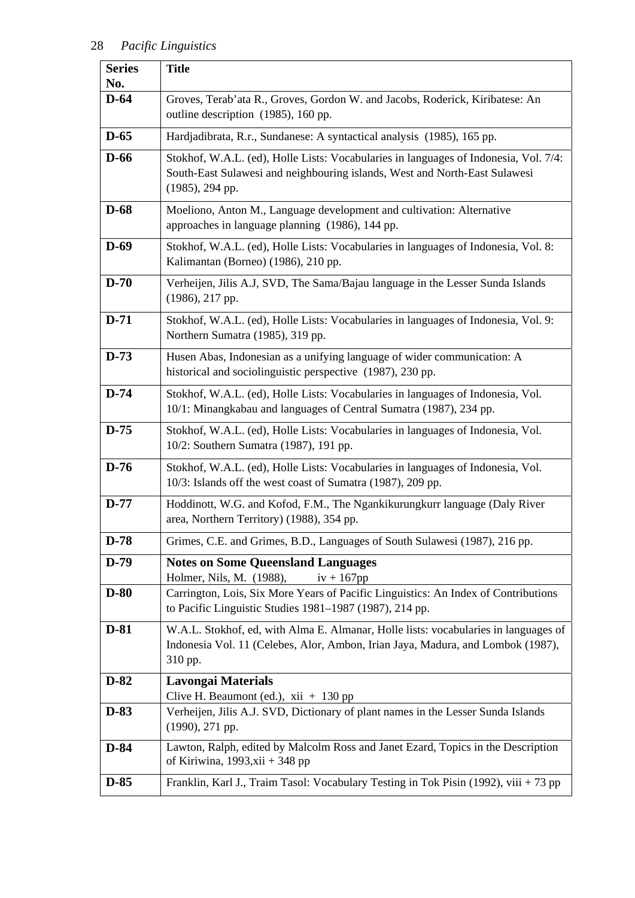| Series No. | Title |
|---|---|
| D-64 | Groves, Terab'ata R., Groves, Gordon W. and Jacobs, Roderick, Kiribatese: An outline description (1985), 160 pp. |
| D-65 | Hardjadibrata, R.r., Sundanese: A syntactical analysis (1985), 165 pp. |
| D-66 | Stokhof, W.A.L. (ed), Holle Lists: Vocabularies in languages of Indonesia, Vol. 7/4: South-East Sulawesi and neighbouring islands, West and North-East Sulawesi (1985), 294 pp. |
| D-68 | Moeliono, Anton M., Language development and cultivation: Alternative approaches in language planning (1986), 144 pp. |
| D-69 | Stokhof, W.A.L. (ed), Holle Lists: Vocabularies in languages of Indonesia, Vol. 8: Kalimantan (Borneo) (1986), 210 pp. |
| D-70 | Verheijen, Jilis A.J, SVD, The Sama/Bajau language in the Lesser Sunda Islands (1986), 217 pp. |
| D-71 | Stokhof, W.A.L. (ed), Holle Lists: Vocabularies in languages of Indonesia, Vol. 9: Northern Sumatra (1985), 319 pp. |
| D-73 | Husen Abas, Indonesian as a unifying language of wider communication: A historical and sociolinguistic perspective (1987), 230 pp. |
| D-74 | Stokhof, W.A.L. (ed), Holle Lists: Vocabularies in languages of Indonesia, Vol. 10/1: Minangkabau and languages of Central Sumatra (1987), 234 pp. |
| D-75 | Stokhof, W.A.L. (ed), Holle Lists: Vocabularies in languages of Indonesia, Vol. 10/2: Southern Sumatra (1987), 191 pp. |
| D-76 | Stokhof, W.A.L. (ed), Holle Lists: Vocabularies in languages of Indonesia, Vol. 10/3: Islands off the west coast of Sumatra (1987), 209 pp. |
| D-77 | Hoddinott, W.G. and Kofod, F.M., The Ngankikurungkurr language (Daly River area, Northern Territory) (1988), 354 pp. |
| D-78 | Grimes, C.E. and Grimes, B.D., Languages of South Sulawesi (1987), 216 pp. |
| D-79 | **Notes on Some Queensland Languages** Holmer, Nils, M. (1988), iv + 167pp |
| D-80 | Carrington, Lois, Six More Years of Pacific Linguistics: An Index of Contributions to Pacific Linguistic Studies 1981–1987 (1987), 214 pp. |
| D-81 | W.A.L. Stokhof, ed, with Alma E. Almanar, Holle lists: vocabularies in languages of Indonesia Vol. 11 (Celebes, Alor, Ambon, Irian Jaya, Madura, and Lombok (1987), 310 pp. |
| D-82 | **Lavongai Materials** Clive H. Beaumont (ed.), xii + 130 pp |
| D-83 | Verheijen, Jilis A.J. SVD, Dictionary of plant names in the Lesser Sunda Islands (1990), 271 pp. |
| D-84 | Lawton, Ralph, edited by Malcolm Ross and Janet Ezard, Topics in the Description of Kiriwina, 1993,xii + 348 pp |
| D-85 | Franklin, Karl J., Traim Tasol: Vocabulary Testing in Tok Pisin (1992), viii + 73 pp |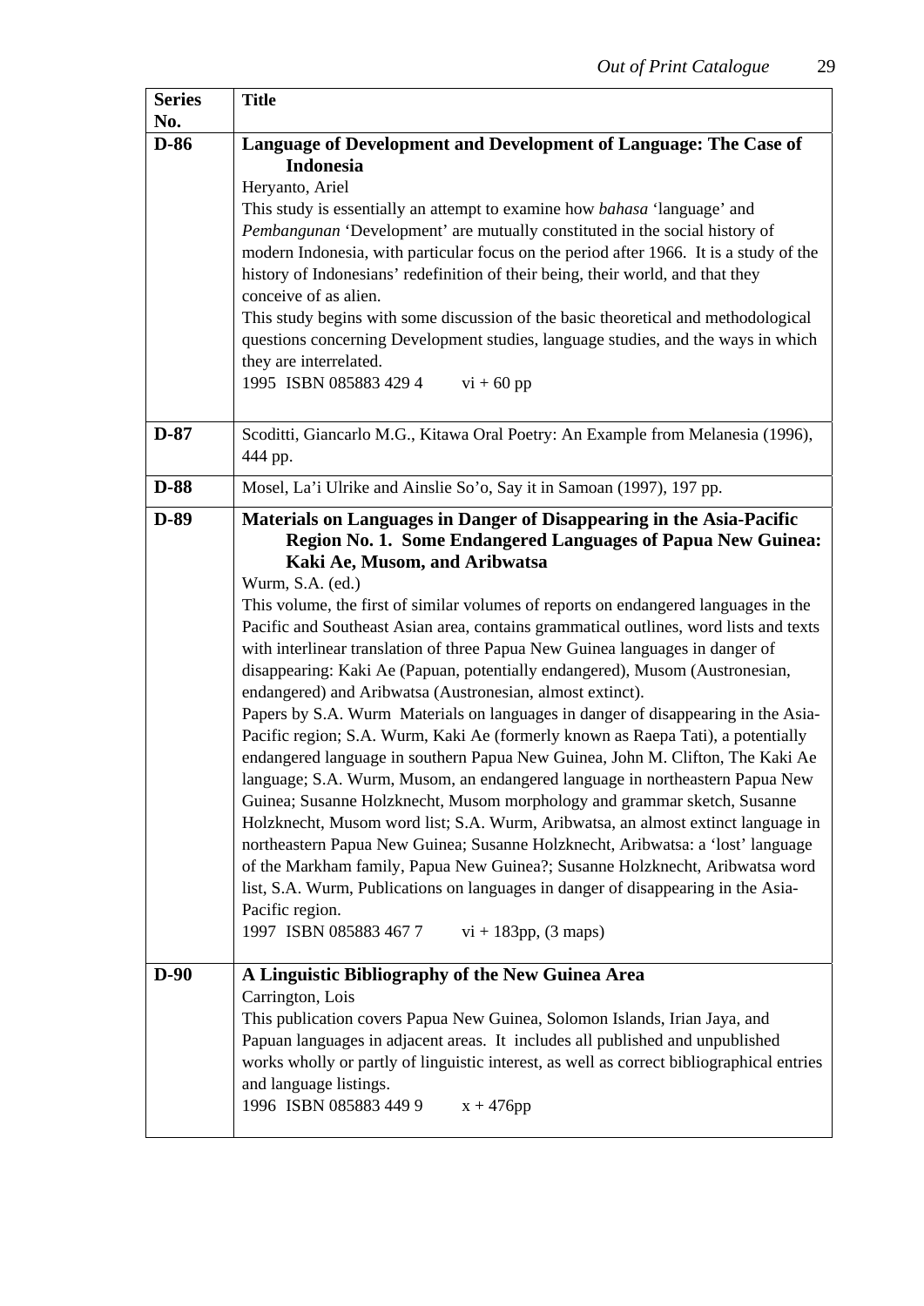| Series No. | Title |
|---|---|
| **D-86** | **Language of Development and Development of Language: The Case of Indonesia**<br>Heryanto, Ariel<br>This study is essentially an attempt to examine how *bahasa* 'language' and *Pembangunan* 'Development' are mutually constituted in the social history of modern Indonesia, with particular focus on the period after 1966. It is a study of the history of Indonesians' redefinition of their being, their world, and that they conceive of as alien.<br>This study begins with some discussion of the basic theoretical and methodological questions concerning Development studies, language studies, and the ways in which they are interrelated.<br>1995 ISBN 085883 429 4 vi + 60 pp |
| **D-87** | Scoditti, Giancarlo M.G., Kitawa Oral Poetry: An Example from Melanesia (1996), 444 pp. |
| **D-88** | Mosel, La'i Ulrike and Ainslie So'o, Say it in Samoan (1997), 197 pp. |
| **D-89** | **Materials on Languages in Danger of Disappearing in the Asia-Pacific Region No. 1. Some Endangered Languages of Papua New Guinea: Kaki Ae, Musom, and Aribwatsa**<br>Wurm, S.A. (ed.)<br>This volume, the first of similar volumes of reports on endangered languages in the Pacific and Southeast Asian area, contains grammatical outlines, word lists and texts with interlinear translation of three Papua New Guinea languages in danger of disappearing: Kaki Ae (Papuan, potentially endangered), Musom (Austronesian, endangered) and Aribwatsa (Austronesian, almost extinct).<br>Papers by S.A. Wurm Materials on languages in danger of disappearing in the Asia-Pacific region; S.A. Wurm, Kaki Ae (formerly known as Raepa Tati), a potentially endangered language in southern Papua New Guinea, John M. Clifton, The Kaki Ae language; S.A. Wurm, Musom, an endangered language in northeastern Papua New Guinea; Susanne Holzknecht, Musom morphology and grammar sketch, Susanne Holzknecht, Musom word list; S.A. Wurm, Aribwatsa, an almost extinct language in northeastern Papua New Guinea; Susanne Holzknecht, Aribwatsa: a 'lost' language of the Markham family, Papua New Guinea?; Susanne Holzknecht, Aribwatsa word list, S.A. Wurm, Publications on languages in danger of disappearing in the Asia-Pacific region.<br>1997 ISBN 085883 467 7 vi + 183pp, (3 maps) |
| **D-90** | **A Linguistic Bibliography of the New Guinea Area**<br>Carrington, Lois<br>This publication covers Papua New Guinea, Solomon Islands, Irian Jaya, and Papuan languages in adjacent areas. It includes all published and unpublished works wholly or partly of linguistic interest, as well as correct bibliographical entries and language listings.<br>1996 ISBN 085883 449 9 x + 476pp |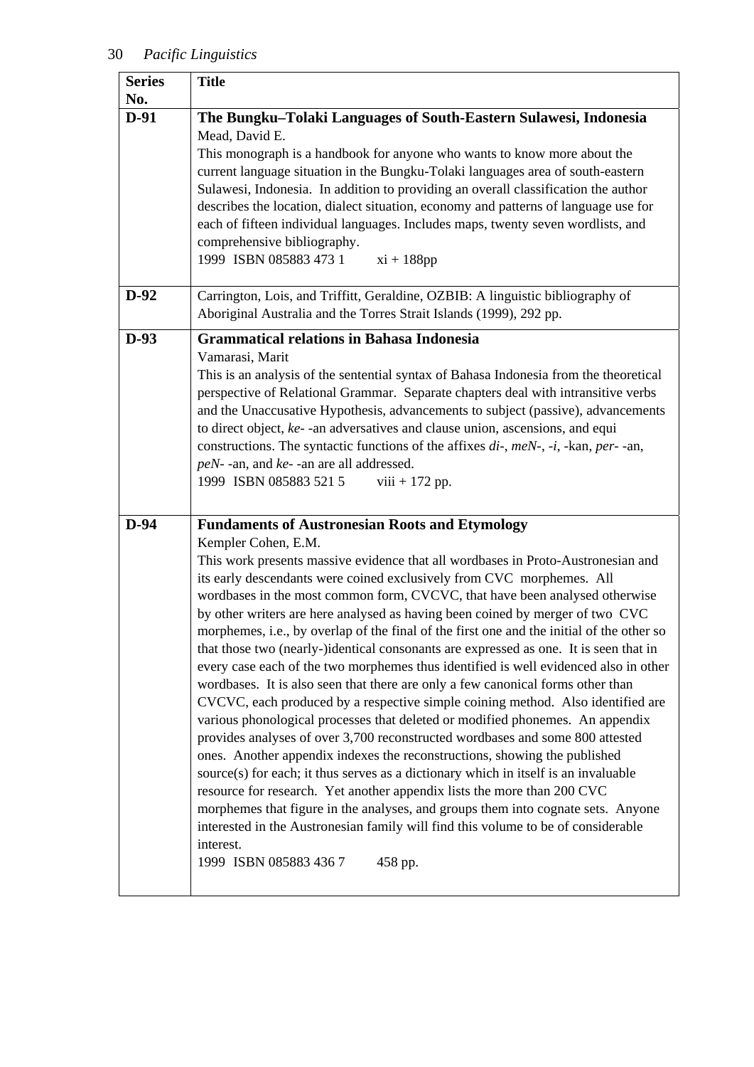| Series No. | Title |
|---|---|
| **D-91** | **The Bungku–Tolaki Languages of South-Eastern Sulawesi, Indonesia**<br>Mead, David E.<br>This monograph is a handbook for anyone who wants to know more about the current language situation in the Bungku-Tolaki languages area of south-eastern Sulawesi, Indonesia. In addition to providing an overall classification the author describes the location, dialect situation, economy and patterns of language use for each of fifteen individual languages. Includes maps, twenty seven wordlists, and comprehensive bibliography.<br>1999 ISBN 085883 473 1 xi + 188pp |
| **D-92** | Carrington, Lois, and Triffitt, Geraldine, OZBIB: A linguistic bibliography of Aboriginal Australia and the Torres Strait Islands (1999), 292 pp. |
| **D-93** | **Grammatical relations in Bahasa Indonesia**<br>Vamarasi, Marit<br>This is an analysis of the sentential syntax of Bahasa Indonesia from the theoretical perspective of Relational Grammar. Separate chapters deal with intransitive verbs and the Unaccusative Hypothesis, advancements to subject (passive), advancements to direct object, *ke-* -an adversatives and clause union, ascensions, and equi constructions. The syntactic functions of the affixes *di-*, *meN-*, *-i*, -kan, *per-* -an, *peN-* -an, and *ke-* -an are all addressed.<br>1999 ISBN 085883 521 5 viii + 172 pp. |
| **D-94** | **Fundaments of Austronesian Roots and Etymology**<br>Kempler Cohen, E.M.<br>This work presents massive evidence that all wordbases in Proto-Austronesian and its early descendants were coined exclusively from CVC morphemes. All wordbases in the most common form, CVCVC, that have been analysed otherwise by other writers are here analysed as having been coined by merger of two CVC morphemes, i.e., by overlap of the final of the first one and the initial of the other so that those two (nearly-)identical consonants are expressed as one. It is seen that in every case each of the two morphemes thus identified is well evidenced also in other wordbases. It is also seen that there are only a few canonical forms other than CVCVC, each produced by a respective simple coining method. Also identified are various phonological processes that deleted or modified phonemes. An appendix provides analyses of over 3,700 reconstructed wordbases and some 800 attested ones. Another appendix indexes the reconstructions, showing the published source(s) for each; it thus serves as a dictionary which in itself is an invaluable resource for research. Yet another appendix lists the more than 200 CVC morphemes that figure in the analyses, and groups them into cognate sets. Anyone interested in the Austronesian family will find this volume to be of considerable interest.<br>1999 ISBN 085883 436 7 458 pp. |